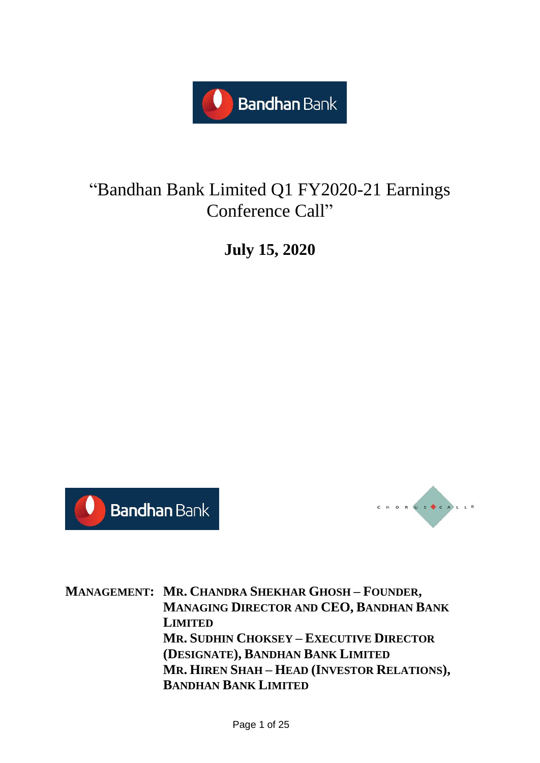# "Bandhan Bank Limited Q1 FY2020-21 Earnings Conference Call"

**July 15, 2020**

**MANAGEMENT:** **MR. CHANDRA SHEKHAR GHOSH – FOUNDER, MANAGING DIRECTOR AND CEO, BANDHAN BANK LIMITED**
**MR. SUDHIN CHOKSEY – EXECUTIVE DIRECTOR (DESIGNATE), BANDHAN BANK LIMITED**
**MR. HIREN SHAH – HEAD (INVESTOR RELATIONS), BANDHAN BANK LIMITED**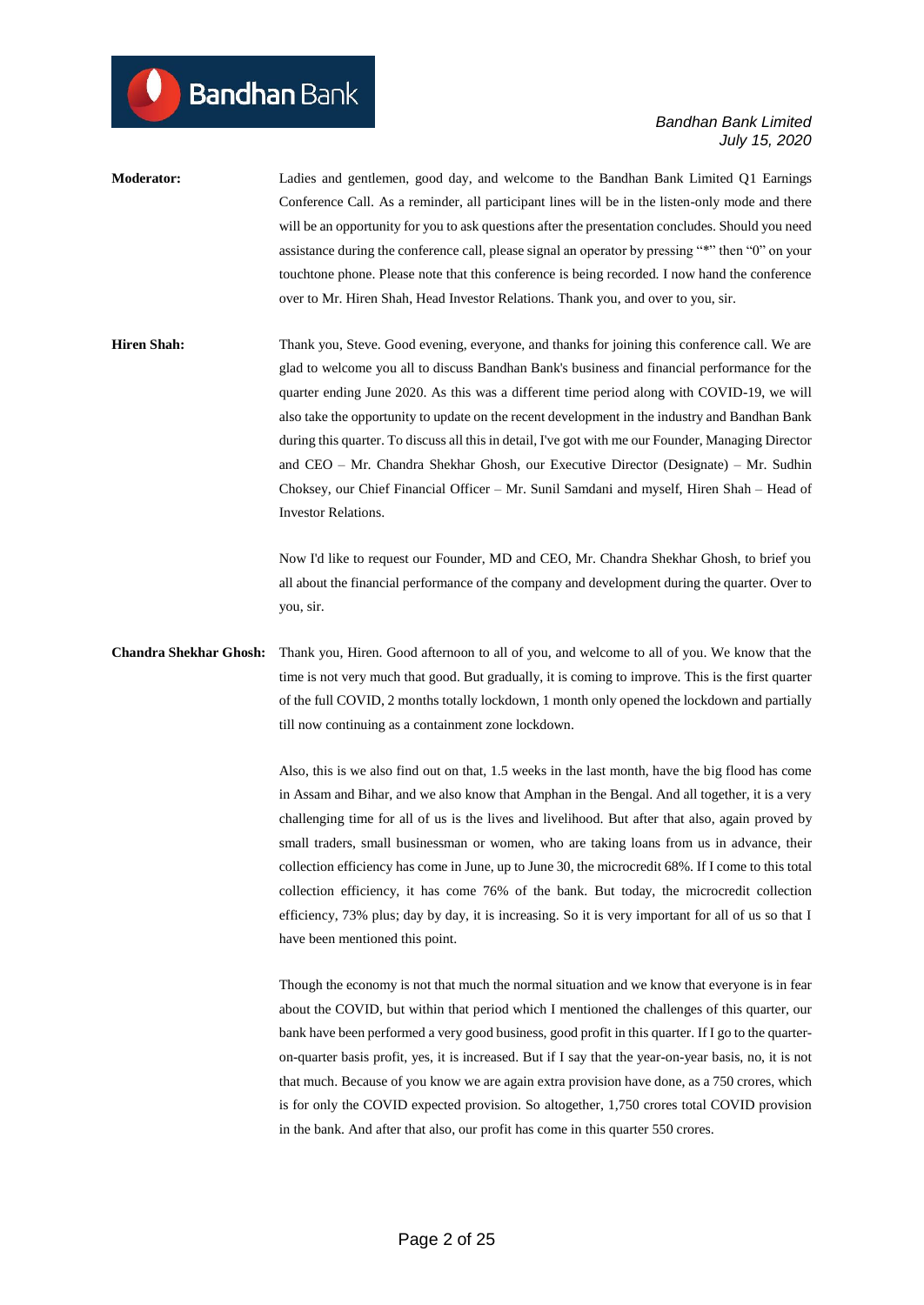**Moderator:** Ladies and gentlemen, good day, and welcome to the Bandhan Bank Limited Q1 Earnings Conference Call. As a reminder, all participant lines will be in the listen-only mode and there will be an opportunity for you to ask questions after the presentation concludes. Should you need assistance during the conference call, please signal an operator by pressing "*" then "0" on your touchtone phone. Please note that this conference is being recorded. I now hand the conference over to Mr. Hiren Shah, Head Investor Relations. Thank you, and over to you, sir.

**Hiren Shah:** Thank you, Steve. Good evening, everyone, and thanks for joining this conference call. We are glad to welcome you all to discuss Bandhan Bank's business and financial performance for the quarter ending June 2020. As this was a different time period along with COVID-19, we will also take the opportunity to update on the recent development in the industry and Bandhan Bank during this quarter. To discuss all this in detail, I've got with me our Founder, Managing Director and CEO – Mr. Chandra Shekhar Ghosh, our Executive Director (Designate) – Mr. Sudhin Choksey, our Chief Financial Officer – Mr. Sunil Samdani and myself, Hiren Shah – Head of Investor Relations.

Now I'd like to request our Founder, MD and CEO, Mr. Chandra Shekhar Ghosh, to brief you all about the financial performance of the company and development during the quarter. Over to you, sir.

**Chandra Shekhar Ghosh:** Thank you, Hiren. Good afternoon to all of you, and welcome to all of you. We know that the time is not very much that good. But gradually, it is coming to improve. This is the first quarter of the full COVID, 2 months totally lockdown, 1 month only opened the lockdown and partially till now continuing as a containment zone lockdown.

Also, this is we also find out on that, 1.5 weeks in the last month, have the big flood has come in Assam and Bihar, and we also know that Amphan in the Bengal. And all together, it is a very challenging time for all of us is the lives and livelihood. But after that also, again proved by small traders, small businessman or women, who are taking loans from us in advance, their collection efficiency has come in June, up to June 30, the microcredit 68%. If I come to this total collection efficiency, it has come 76% of the bank. But today, the microcredit collection efficiency, 73% plus; day by day, it is increasing. So it is very important for all of us so that I have been mentioned this point.

Though the economy is not that much the normal situation and we know that everyone is in fear about the COVID, but within that period which I mentioned the challenges of this quarter, our bank have been performed a very good business, good profit in this quarter. If I go to the quarter-on-quarter basis profit, yes, it is increased. But if I say that the year-on-year basis, no, it is not that much. Because of you know we are again extra provision have done, as a 750 crores, which is for only the COVID expected provision. So altogether, 1,750 crores total COVID provision in the bank. And after that also, our profit has come in this quarter 550 crores.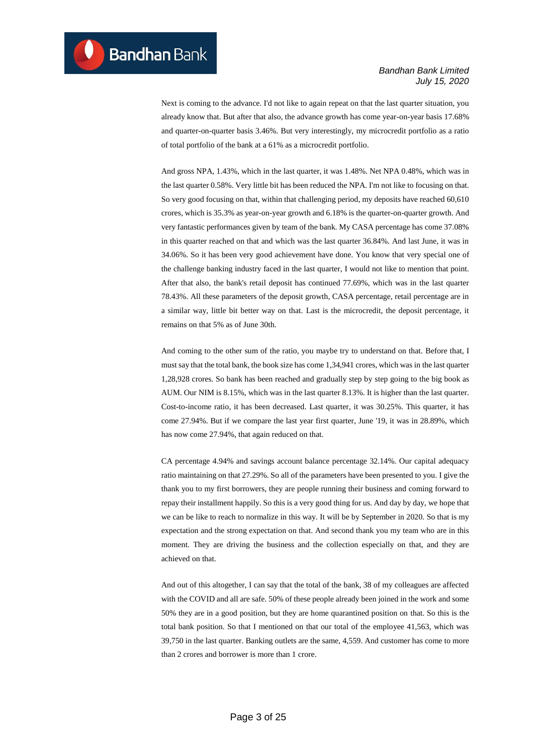Next is coming to the advance. I'd not like to again repeat on that the last quarter situation, you already know that. But after that also, the advance growth has come year-on-year basis 17.68% and quarter-on-quarter basis 3.46%. But very interestingly, my microcredit portfolio as a ratio of total portfolio of the bank at a 61% as a microcredit portfolio.

And gross NPA, 1.43%, which in the last quarter, it was 1.48%. Net NPA 0.48%, which was in the last quarter 0.58%. Very little bit has been reduced the NPA. I'm not like to focusing on that. So very good focusing on that, within that challenging period, my deposits have reached 60,610 crores, which is 35.3% as year-on-year growth and 6.18% is the quarter-on-quarter growth. And very fantastic performances given by team of the bank. My CASA percentage has come 37.08% in this quarter reached on that and which was the last quarter 36.84%. And last June, it was in 34.06%. So it has been very good achievement have done. You know that very special one of the challenge banking industry faced in the last quarter, I would not like to mention that point. After that also, the bank's retail deposit has continued 77.69%, which was in the last quarter 78.43%. All these parameters of the deposit growth, CASA percentage, retail percentage are in a similar way, little bit better way on that. Last is the microcredit, the deposit percentage, it remains on that 5% as of June 30th.

And coming to the other sum of the ratio, you maybe try to understand on that. Before that, I must say that the total bank, the book size has come 1,34,941 crores, which was in the last quarter 1,28,928 crores. So bank has been reached and gradually step by step going to the big book as AUM. Our NIM is 8.15%, which was in the last quarter 8.13%. It is higher than the last quarter. Cost-to-income ratio, it has been decreased. Last quarter, it was 30.25%. This quarter, it has come 27.94%. But if we compare the last year first quarter, June '19, it was in 28.89%, which has now come 27.94%, that again reduced on that.

CA percentage 4.94% and savings account balance percentage 32.14%. Our capital adequacy ratio maintaining on that 27.29%. So all of the parameters have been presented to you. I give the thank you to my first borrowers, they are people running their business and coming forward to repay their installment happily. So this is a very good thing for us. And day by day, we hope that we can be like to reach to normalize in this way. It will be by September in 2020. So that is my expectation and the strong expectation on that. And second thank you my team who are in this moment. They are driving the business and the collection especially on that, and they are achieved on that.

And out of this altogether, I can say that the total of the bank, 38 of my colleagues are affected with the COVID and all are safe. 50% of these people already been joined in the work and some 50% they are in a good position, but they are home quarantined position on that. So this is the total bank position. So that I mentioned on that our total of the employee 41,563, which was 39,750 in the last quarter. Banking outlets are the same, 4,559. And customer has come to more than 2 crores and borrower is more than 1 crore.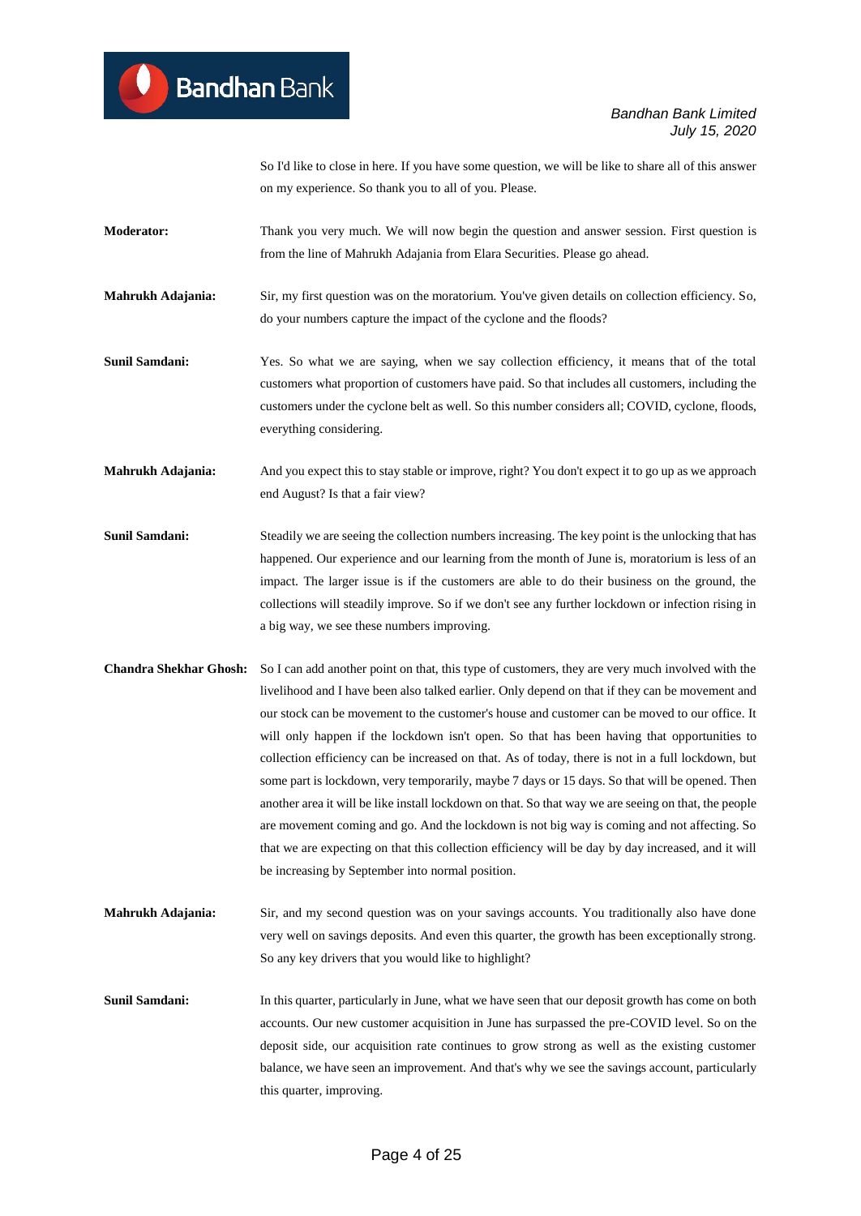So I'd like to close in here. If you have some question, we will be like to share all of this answer on my experience. So thank you to all of you. Please.

**Moderator:** Thank you very much. We will now begin the question and answer session. First question is from the line of Mahrukh Adajania from Elara Securities. Please go ahead.

**Mahrukh Adajania:** Sir, my first question was on the moratorium. You've given details on collection efficiency. So, do your numbers capture the impact of the cyclone and the floods?

**Sunil Samdani:** Yes. So what we are saying, when we say collection efficiency, it means that of the total customers what proportion of customers have paid. So that includes all customers, including the customers under the cyclone belt as well. So this number considers all; COVID, cyclone, floods, everything considering.

**Mahrukh Adajania:** And you expect this to stay stable or improve, right? You don't expect it to go up as we approach end August? Is that a fair view?

**Sunil Samdani:** Steadily we are seeing the collection numbers increasing. The key point is the unlocking that has happened. Our experience and our learning from the month of June is, moratorium is less of an impact. The larger issue is if the customers are able to do their business on the ground, the collections will steadily improve. So if we don't see any further lockdown or infection rising in a big way, we see these numbers improving.

**Chandra Shekhar Ghosh:** So I can add another point on that, this type of customers, they are very much involved with the livelihood and I have been also talked earlier. Only depend on that if they can be movement and our stock can be movement to the customer's house and customer can be moved to our office. It will only happen if the lockdown isn't open. So that has been having that opportunities to collection efficiency can be increased on that. As of today, there is not in a full lockdown, but some part is lockdown, very temporarily, maybe 7 days or 15 days. So that will be opened. Then another area it will be like install lockdown on that. So that way we are seeing on that, the people are movement coming and go. And the lockdown is not big way is coming and not affecting. So that we are expecting on that this collection efficiency will be day by day increased, and it will be increasing by September into normal position.

**Mahrukh Adajania:** Sir, and my second question was on your savings accounts. You traditionally also have done very well on savings deposits. And even this quarter, the growth has been exceptionally strong. So any key drivers that you would like to highlight?

**Sunil Samdani:** In this quarter, particularly in June, what we have seen that our deposit growth has come on both accounts. Our new customer acquisition in June has surpassed the pre-COVID level. So on the deposit side, our acquisition rate continues to grow strong as well as the existing customer balance, we have seen an improvement. And that's why we see the savings account, particularly this quarter, improving.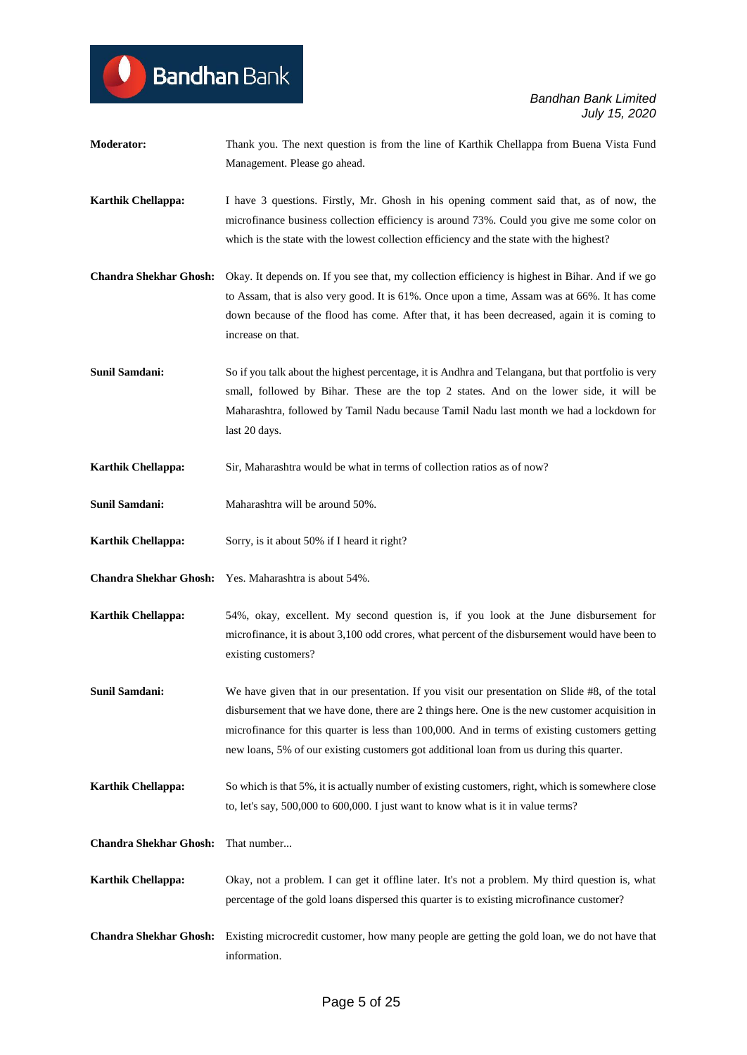**Moderator:** Thank you. The next question is from the line of Karthik Chellappa from Buena Vista Fund Management. Please go ahead.

**Karthik Chellappa:** I have 3 questions. Firstly, Mr. Ghosh in his opening comment said that, as of now, the microfinance business collection efficiency is around 73%. Could you give me some color on which is the state with the lowest collection efficiency and the state with the highest?

**Chandra Shekhar Ghosh:** Okay. It depends on. If you see that, my collection efficiency is highest in Bihar. And if we go to Assam, that is also very good. It is 61%. Once upon a time, Assam was at 66%. It has come down because of the flood has come. After that, it has been decreased, again it is coming to increase on that.

**Sunil Samdani:** So if you talk about the highest percentage, it is Andhra and Telangana, but that portfolio is very small, followed by Bihar. These are the top 2 states. And on the lower side, it will be Maharashtra, followed by Tamil Nadu because Tamil Nadu last month we had a lockdown for last 20 days.

**Karthik Chellappa:** Sir, Maharashtra would be what in terms of collection ratios as of now?

**Sunil Samdani:** Maharashtra will be around 50%.

**Karthik Chellappa:** Sorry, is it about 50% if I heard it right?

**Chandra Shekhar Ghosh:** Yes. Maharashtra is about 54%.

**Karthik Chellappa:** 54%, okay, excellent. My second question is, if you look at the June disbursement for microfinance, it is about 3,100 odd crores, what percent of the disbursement would have been to existing customers?

**Sunil Samdani:** We have given that in our presentation. If you visit our presentation on Slide #8, of the total disbursement that we have done, there are 2 things here. One is the new customer acquisition in microfinance for this quarter is less than 100,000. And in terms of existing customers getting new loans, 5% of our existing customers got additional loan from us during this quarter.

**Karthik Chellappa:** So which is that 5%, it is actually number of existing customers, right, which is somewhere close to, let's say, 500,000 to 600,000. I just want to know what is it in value terms?

**Chandra Shekhar Ghosh:** That number...

**Karthik Chellappa:** Okay, not a problem. I can get it offline later. It's not a problem. My third question is, what percentage of the gold loans dispersed this quarter is to existing microfinance customer?

**Chandra Shekhar Ghosh:** Existing microcredit customer, how many people are getting the gold loan, we do not have that information.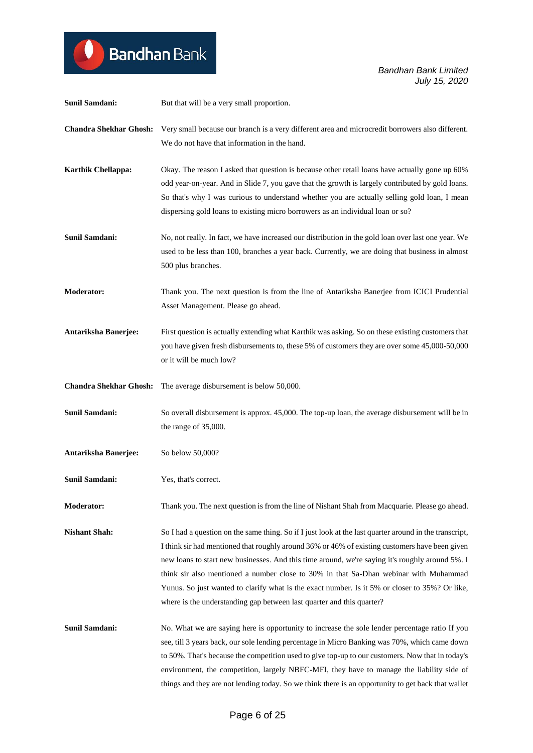**Sunil Samdani:** But that will be a very small proportion.

**Chandra Shekhar Ghosh:** Very small because our branch is a very different area and microcredit borrowers also different. We do not have that information in the hand.

**Karthik Chellappa:** Okay. The reason I asked that question is because other retail loans have actually gone up 60% odd year-on-year. And in Slide 7, you gave that the growth is largely contributed by gold loans. So that's why I was curious to understand whether you are actually selling gold loan, I mean dispersing gold loans to existing micro borrowers as an individual loan or so?

**Sunil Samdani:** No, not really. In fact, we have increased our distribution in the gold loan over last one year. We used to be less than 100, branches a year back. Currently, we are doing that business in almost 500 plus branches.

**Moderator:** Thank you. The next question is from the line of Antariksha Banerjee from ICICI Prudential Asset Management. Please go ahead.

**Antariksha Banerjee:** First question is actually extending what Karthik was asking. So on these existing customers that you have given fresh disbursements to, these 5% of customers they are over some 45,000-50,000 or it will be much low?

**Chandra Shekhar Ghosh:** The average disbursement is below 50,000.

**Sunil Samdani:** So overall disbursement is approx. 45,000. The top-up loan, the average disbursement will be in the range of 35,000.

**Antariksha Banerjee:** So below 50,000?

**Sunil Samdani:** Yes, that's correct.

**Moderator:** Thank you. The next question is from the line of Nishant Shah from Macquarie. Please go ahead.

**Nishant Shah:** So I had a question on the same thing. So if I just look at the last quarter around in the transcript, I think sir had mentioned that roughly around 36% or 46% of existing customers have been given new loans to start new businesses. And this time around, we're saying it's roughly around 5%. I think sir also mentioned a number close to 30% in that Sa-Dhan webinar with Muhammad Yunus. So just wanted to clarify what is the exact number. Is it 5% or closer to 35%? Or like, where is the understanding gap between last quarter and this quarter?

**Sunil Samdani:** No. What we are saying here is opportunity to increase the sole lender percentage ratio If you see, till 3 years back, our sole lending percentage in Micro Banking was 70%, which came down to 50%. That's because the competition used to give top-up to our customers. Now that in today's environment, the competition, largely NBFC-MFI, they have to manage the liability side of things and they are not lending today. So we think there is an opportunity to get back that wallet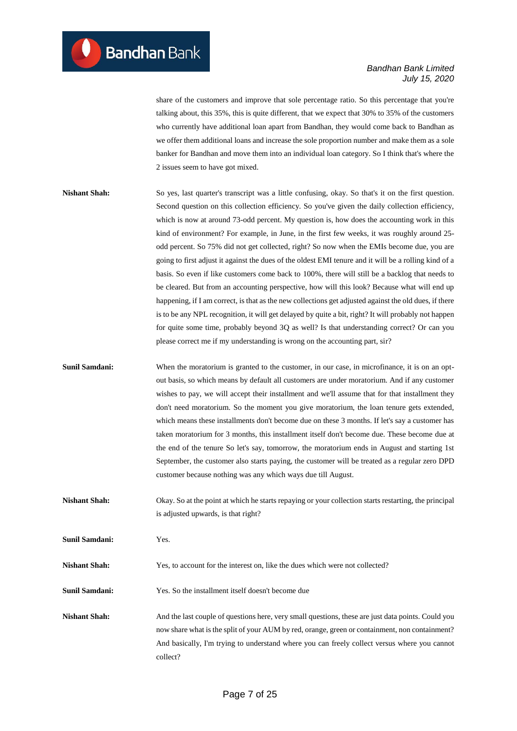share of the customers and improve that sole percentage ratio. So this percentage that you're talking about, this 35%, this is quite different, that we expect that 30% to 35% of the customers who currently have additional loan apart from Bandhan, they would come back to Bandhan as we offer them additional loans and increase the sole proportion number and make them as a sole banker for Bandhan and move them into an individual loan category. So I think that's where the 2 issues seem to have got mixed.

**Nishant Shah:** So yes, last quarter's transcript was a little confusing, okay. So that's it on the first question. Second question on this collection efficiency. So you've given the daily collection efficiency, which is now at around 73-odd percent. My question is, how does the accounting work in this kind of environment? For example, in June, in the first few weeks, it was roughly around 25-odd percent. So 75% did not get collected, right? So now when the EMIs become due, you are going to first adjust it against the dues of the oldest EMI tenure and it will be a rolling kind of a basis. So even if like customers come back to 100%, there will still be a backlog that needs to be cleared. But from an accounting perspective, how will this look? Because what will end up happening, if I am correct, is that as the new collections get adjusted against the old dues, if there is to be any NPL recognition, it will get delayed by quite a bit, right? It will probably not happen for quite some time, probably beyond 3Q as well? Is that understanding correct? Or can you please correct me if my understanding is wrong on the accounting part, sir?

**Sunil Samdani:** When the moratorium is granted to the customer, in our case, in microfinance, it is on an opt-out basis, so which means by default all customers are under moratorium. And if any customer wishes to pay, we will accept their installment and we'll assume that for that installment they don't need moratorium. So the moment you give moratorium, the loan tenure gets extended, which means these installments don't become due on these 3 months. If let's say a customer has taken moratorium for 3 months, this installment itself don't become due. These become due at the end of the tenure So let's say, tomorrow, the moratorium ends in August and starting 1st September, the customer also starts paying, the customer will be treated as a regular zero DPD customer because nothing was any which ways due till August.

**Nishant Shah:** Okay. So at the point at which he starts repaying or your collection starts restarting, the principal is adjusted upwards, is that right?

**Sunil Samdani:** Yes.

**Nishant Shah:** Yes, to account for the interest on, like the dues which were not collected?

**Sunil Samdani:** Yes. So the installment itself doesn't become due

**Nishant Shah:** And the last couple of questions here, very small questions, these are just data points. Could you now share what is the split of your AUM by red, orange, green or containment, non containment? And basically, I'm trying to understand where you can freely collect versus where you cannot collect?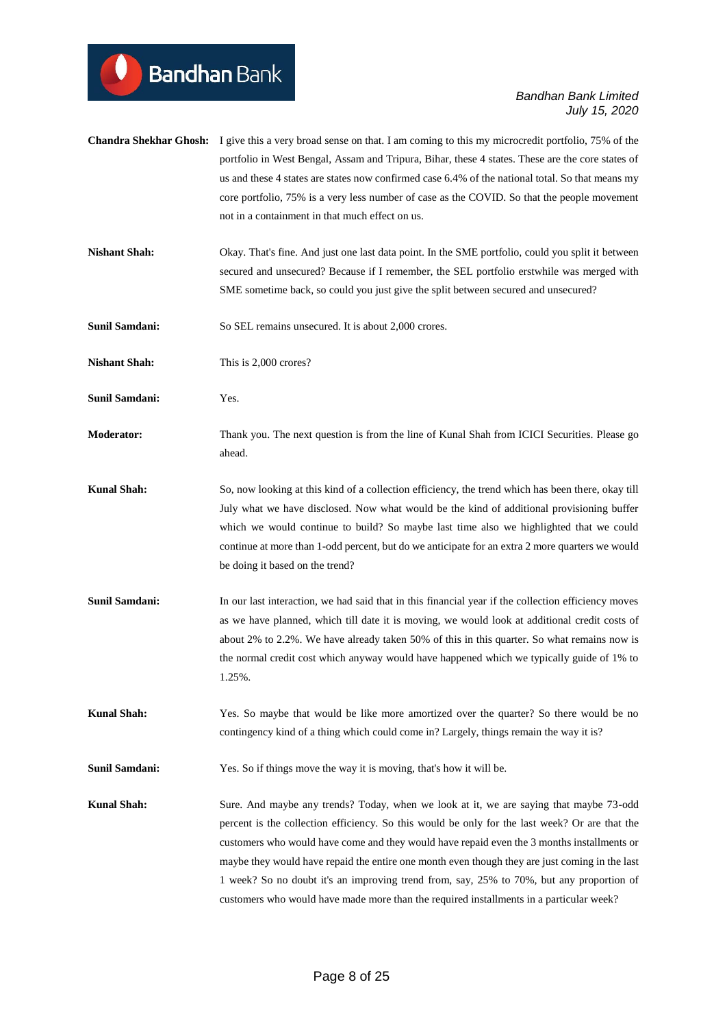**Chandra Shekhar Ghosh:** I give this a very broad sense on that. I am coming to this my microcredit portfolio, 75% of the portfolio in West Bengal, Assam and Tripura, Bihar, these 4 states. These are the core states of us and these 4 states are states now confirmed case 6.4% of the national total. So that means my core portfolio, 75% is a very less number of case as the COVID. So that the people movement not in a containment in that much effect on us.

**Nishant Shah:** Okay. That's fine. And just one last data point. In the SME portfolio, could you split it between secured and unsecured? Because if I remember, the SEL portfolio erstwhile was merged with SME sometime back, so could you just give the split between secured and unsecured?

**Sunil Samdani:** So SEL remains unsecured. It is about 2,000 crores.

**Nishant Shah:** This is 2,000 crores?

**Sunil Samdani:** Yes.

**Moderator:** Thank you. The next question is from the line of Kunal Shah from ICICI Securities. Please go ahead.

**Kunal Shah:** So, now looking at this kind of a collection efficiency, the trend which has been there, okay till July what we have disclosed. Now what would be the kind of additional provisioning buffer which we would continue to build? So maybe last time also we highlighted that we could continue at more than 1-odd percent, but do we anticipate for an extra 2 more quarters we would be doing it based on the trend?

**Sunil Samdani:** In our last interaction, we had said that in this financial year if the collection efficiency moves as we have planned, which till date it is moving, we would look at additional credit costs of about 2% to 2.2%. We have already taken 50% of this in this quarter. So what remains now is the normal credit cost which anyway would have happened which we typically guide of 1% to 1.25%.

**Kunal Shah:** Yes. So maybe that would be like more amortized over the quarter? So there would be no contingency kind of a thing which could come in? Largely, things remain the way it is?

**Sunil Samdani:** Yes. So if things move the way it is moving, that's how it will be.

**Kunal Shah:** Sure. And maybe any trends? Today, when we look at it, we are saying that maybe 73-odd percent is the collection efficiency. So this would be only for the last week? Or are that the customers who would have come and they would have repaid even the 3 months installments or maybe they would have repaid the entire one month even though they are just coming in the last 1 week? So no doubt it's an improving trend from, say, 25% to 70%, but any proportion of customers who would have made more than the required installments in a particular week?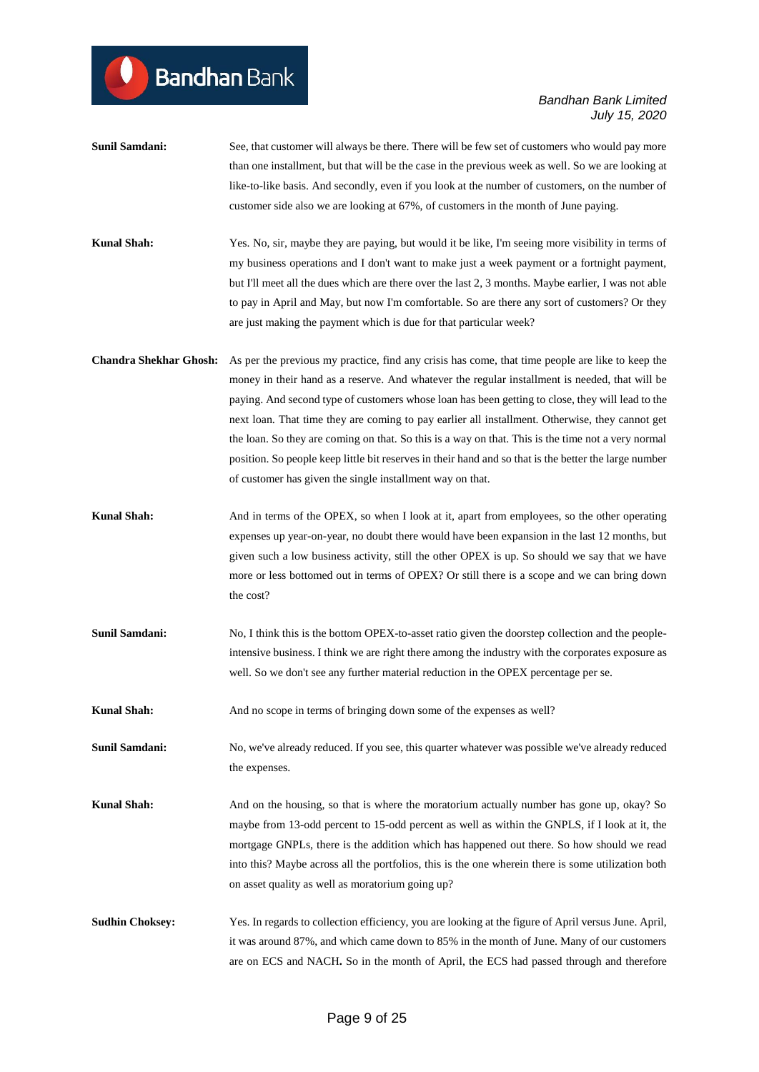**Sunil Samdani:** See, that customer will always be there. There will be few set of customers who would pay more than one installment, but that will be the case in the previous week as well. So we are looking at like-to-like basis. And secondly, even if you look at the number of customers, on the number of customer side also we are looking at 67%, of customers in the month of June paying.

**Kunal Shah:** Yes. No, sir, maybe they are paying, but would it be like, I'm seeing more visibility in terms of my business operations and I don't want to make just a week payment or a fortnight payment, but I'll meet all the dues which are there over the last 2, 3 months. Maybe earlier, I was not able to pay in April and May, but now I'm comfortable. So are there any sort of customers? Or they are just making the payment which is due for that particular week?

**Chandra Shekhar Ghosh:** As per the previous my practice, find any crisis has come, that time people are like to keep the money in their hand as a reserve. And whatever the regular installment is needed, that will be paying. And second type of customers whose loan has been getting to close, they will lead to the next loan. That time they are coming to pay earlier all installment. Otherwise, they cannot get the loan. So they are coming on that. So this is a way on that. This is the time not a very normal position. So people keep little bit reserves in their hand and so that is the better the large number of customer has given the single installment way on that.

**Kunal Shah:** And in terms of the OPEX, so when I look at it, apart from employees, so the other operating expenses up year-on-year, no doubt there would have been expansion in the last 12 months, but given such a low business activity, still the other OPEX is up. So should we say that we have more or less bottomed out in terms of OPEX? Or still there is a scope and we can bring down the cost?

**Sunil Samdani:** No, I think this is the bottom OPEX-to-asset ratio given the doorstep collection and the people-intensive business. I think we are right there among the industry with the corporates exposure as well. So we don't see any further material reduction in the OPEX percentage per se.

**Kunal Shah:** And no scope in terms of bringing down some of the expenses as well?

**Sunil Samdani:** No, we've already reduced. If you see, this quarter whatever was possible we've already reduced the expenses.

**Kunal Shah:** And on the housing, so that is where the moratorium actually number has gone up, okay? So maybe from 13-odd percent to 15-odd percent as well as within the GNPLS, if I look at it, the mortgage GNPLs, there is the addition which has happened out there. So how should we read into this? Maybe across all the portfolios, this is the one wherein there is some utilization both on asset quality as well as moratorium going up?

**Sudhin Choksey:** Yes. In regards to collection efficiency, you are looking at the figure of April versus June. April, it was around 87%, and which came down to 85% in the month of June. Many of our customers are on ECS and NACH**.** So in the month of April, the ECS had passed through and therefore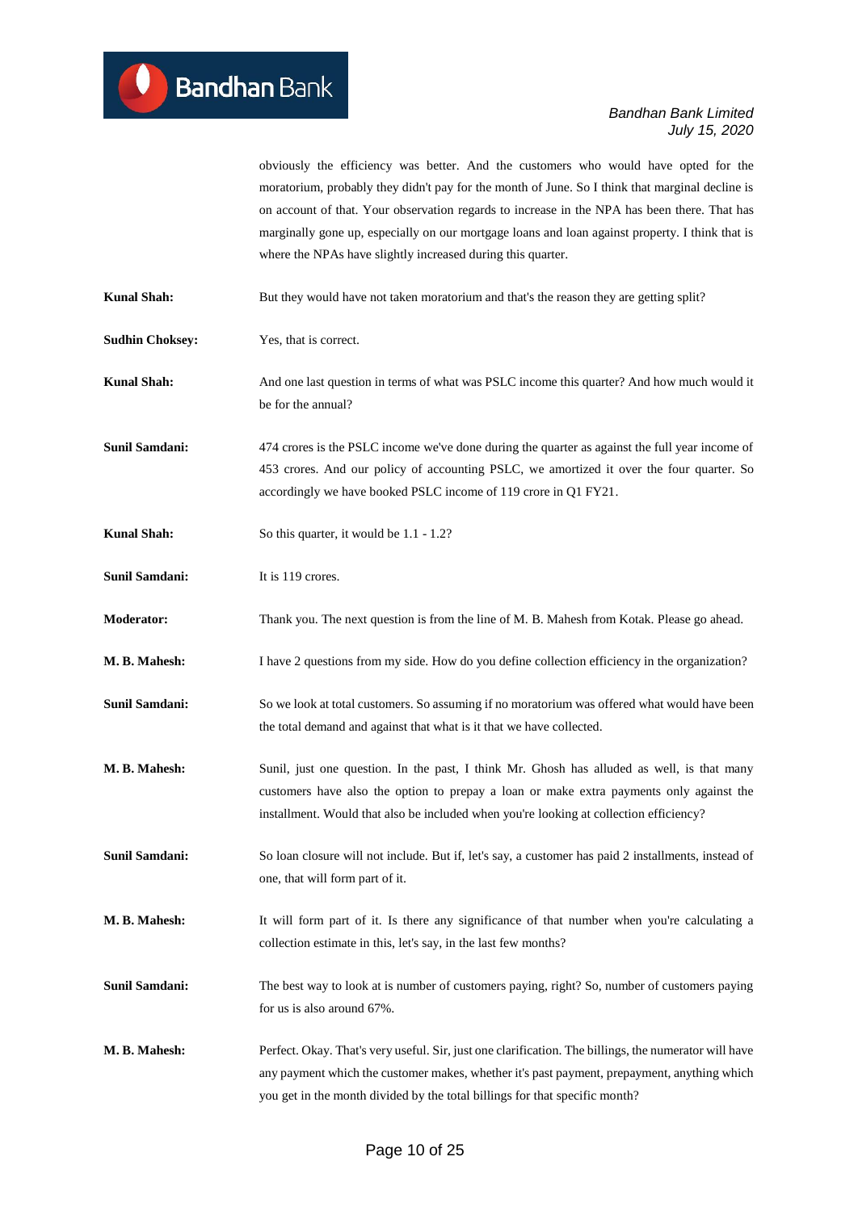obviously the efficiency was better. And the customers who would have opted for the moratorium, probably they didn't pay for the month of June. So I think that marginal decline is on account of that. Your observation regards to increase in the NPA has been there. That has marginally gone up, especially on our mortgage loans and loan against property. I think that is where the NPAs have slightly increased during this quarter.

**Kunal Shah:** But they would have not taken moratorium and that's the reason they are getting split?

**Sudhin Choksey:** Yes, that is correct.

**Kunal Shah:** And one last question in terms of what was PSLC income this quarter? And how much would it be for the annual?

**Sunil Samdani:** 474 crores is the PSLC income we've done during the quarter as against the full year income of 453 crores. And our policy of accounting PSLC, we amortized it over the four quarter. So accordingly we have booked PSLC income of 119 crore in Q1 FY21.

**Kunal Shah:** So this quarter, it would be 1.1 - 1.2?

**Sunil Samdani:** It is 119 crores.

**Moderator:** Thank you. The next question is from the line of M. B. Mahesh from Kotak. Please go ahead.

**M. B. Mahesh:** I have 2 questions from my side. How do you define collection efficiency in the organization?

**Sunil Samdani:** So we look at total customers. So assuming if no moratorium was offered what would have been the total demand and against that what is it that we have collected.

**M. B. Mahesh:** Sunil, just one question. In the past, I think Mr. Ghosh has alluded as well, is that many customers have also the option to prepay a loan or make extra payments only against the installment. Would that also be included when you're looking at collection efficiency?

**Sunil Samdani:** So loan closure will not include. But if, let's say, a customer has paid 2 installments, instead of one, that will form part of it.

**M. B. Mahesh:** It will form part of it. Is there any significance of that number when you're calculating a collection estimate in this, let's say, in the last few months?

**Sunil Samdani:** The best way to look at is number of customers paying, right? So, number of customers paying for us is also around 67%.

**M. B. Mahesh:** Perfect. Okay. That's very useful. Sir, just one clarification. The billings, the numerator will have any payment which the customer makes, whether it's past payment, prepayment, anything which you get in the month divided by the total billings for that specific month?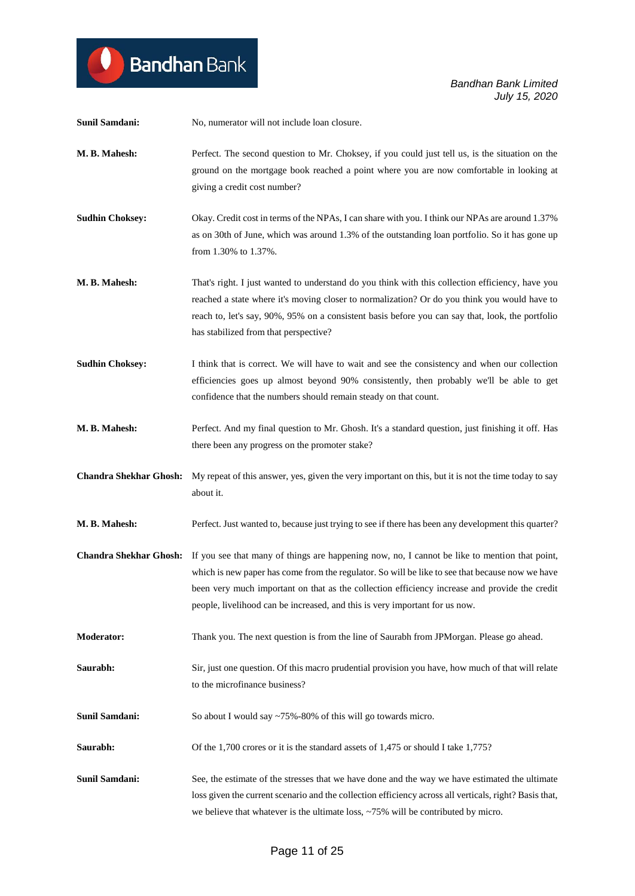**Sunil Samdani:** No, numerator will not include loan closure.

**M. B. Mahesh:** Perfect. The second question to Mr. Choksey, if you could just tell us, is the situation on the ground on the mortgage book reached a point where you are now comfortable in looking at giving a credit cost number?

**Sudhin Choksey:** Okay. Credit cost in terms of the NPAs, I can share with you. I think our NPAs are around 1.37% as on 30th of June, which was around 1.3% of the outstanding loan portfolio. So it has gone up from 1.30% to 1.37%.

**M. B. Mahesh:** That's right. I just wanted to understand do you think with this collection efficiency, have you reached a state where it's moving closer to normalization? Or do you think you would have to reach to, let's say, 90%, 95% on a consistent basis before you can say that, look, the portfolio has stabilized from that perspective?

**Sudhin Choksey:** I think that is correct. We will have to wait and see the consistency and when our collection efficiencies goes up almost beyond 90% consistently, then probably we'll be able to get confidence that the numbers should remain steady on that count.

**M. B. Mahesh:** Perfect. And my final question to Mr. Ghosh. It's a standard question, just finishing it off. Has there been any progress on the promoter stake?

**Chandra Shekhar Ghosh:** My repeat of this answer, yes, given the very important on this, but it is not the time today to say about it.

**M. B. Mahesh:** Perfect. Just wanted to, because just trying to see if there has been any development this quarter?

**Chandra Shekhar Ghosh:** If you see that many of things are happening now, no, I cannot be like to mention that point, which is new paper has come from the regulator. So will be like to see that because now we have been very much important on that as the collection efficiency increase and provide the credit people, livelihood can be increased, and this is very important for us now.

**Moderator:** Thank you. The next question is from the line of Saurabh from JPMorgan. Please go ahead.

**Saurabh:** Sir, just one question. Of this macro prudential provision you have, how much of that will relate to the microfinance business?

**Sunil Samdani:** So about I would say ~75%-80% of this will go towards micro.

**Saurabh:** Of the 1,700 crores or it is the standard assets of 1,475 or should I take 1,775?

**Sunil Samdani:** See, the estimate of the stresses that we have done and the way we have estimated the ultimate loss given the current scenario and the collection efficiency across all verticals, right? Basis that, we believe that whatever is the ultimate loss, ~75% will be contributed by micro.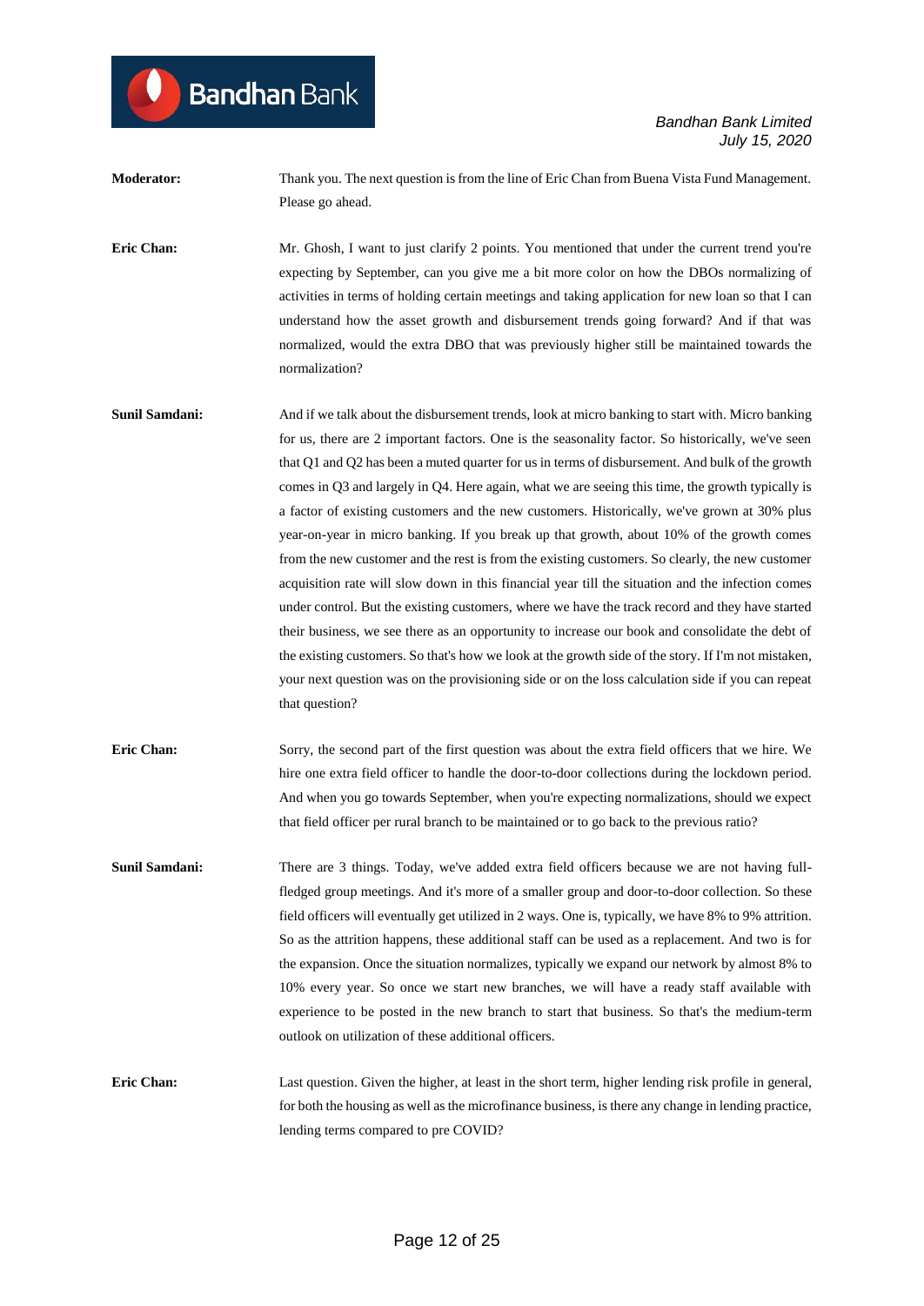**Moderator:** Thank you. The next question is from the line of Eric Chan from Buena Vista Fund Management. Please go ahead.

**Eric Chan:** Mr. Ghosh, I want to just clarify 2 points. You mentioned that under the current trend you're expecting by September, can you give me a bit more color on how the DBOs normalizing of activities in terms of holding certain meetings and taking application for new loan so that I can understand how the asset growth and disbursement trends going forward? And if that was normalized, would the extra DBO that was previously higher still be maintained towards the normalization?

**Sunil Samdani:** And if we talk about the disbursement trends, look at micro banking to start with. Micro banking for us, there are 2 important factors. One is the seasonality factor. So historically, we've seen that Q1 and Q2 has been a muted quarter for us in terms of disbursement. And bulk of the growth comes in Q3 and largely in Q4. Here again, what we are seeing this time, the growth typically is a factor of existing customers and the new customers. Historically, we've grown at 30% plus year-on-year in micro banking. If you break up that growth, about 10% of the growth comes from the new customer and the rest is from the existing customers. So clearly, the new customer acquisition rate will slow down in this financial year till the situation and the infection comes under control. But the existing customers, where we have the track record and they have started their business, we see there as an opportunity to increase our book and consolidate the debt of the existing customers. So that's how we look at the growth side of the story. If I'm not mistaken, your next question was on the provisioning side or on the loss calculation side if you can repeat that question?

**Eric Chan:** Sorry, the second part of the first question was about the extra field officers that we hire. We hire one extra field officer to handle the door-to-door collections during the lockdown period. And when you go towards September, when you're expecting normalizations, should we expect that field officer per rural branch to be maintained or to go back to the previous ratio?

**Sunil Samdani:** There are 3 things. Today, we've added extra field officers because we are not having full-fledged group meetings. And it's more of a smaller group and door-to-door collection. So these field officers will eventually get utilized in 2 ways. One is, typically, we have 8% to 9% attrition. So as the attrition happens, these additional staff can be used as a replacement. And two is for the expansion. Once the situation normalizes, typically we expand our network by almost 8% to 10% every year. So once we start new branches, we will have a ready staff available with experience to be posted in the new branch to start that business. So that's the medium-term outlook on utilization of these additional officers.

**Eric Chan:** Last question. Given the higher, at least in the short term, higher lending risk profile in general, for both the housing as well as the microfinance business, is there any change in lending practice, lending terms compared to pre COVID?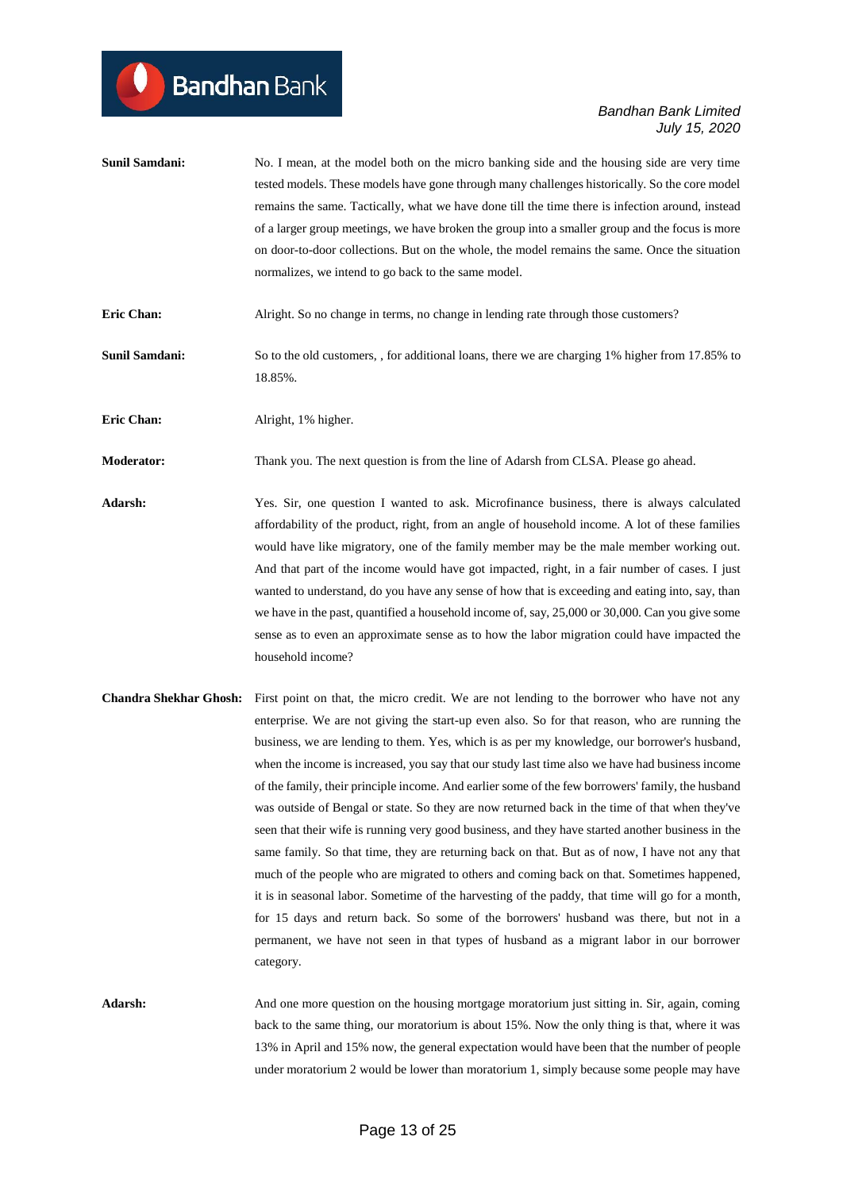**Sunil Samdani:** No. I mean, at the model both on the micro banking side and the housing side are very time tested models. These models have gone through many challenges historically. So the core model remains the same. Tactically, what we have done till the time there is infection around, instead of a larger group meetings, we have broken the group into a smaller group and the focus is more on door-to-door collections. But on the whole, the model remains the same. Once the situation normalizes, we intend to go back to the same model.

**Eric Chan:** Alright. So no change in terms, no change in lending rate through those customers?

**Sunil Samdani:** So to the old customers, , for additional loans, there we are charging 1% higher from 17.85% to 18.85%.

**Eric Chan:** Alright, 1% higher.

**Moderator:** Thank you. The next question is from the line of Adarsh from CLSA. Please go ahead.

**Adarsh:** Yes. Sir, one question I wanted to ask. Microfinance business, there is always calculated affordability of the product, right, from an angle of household income. A lot of these families would have like migratory, one of the family member may be the male member working out. And that part of the income would have got impacted, right, in a fair number of cases. I just wanted to understand, do you have any sense of how that is exceeding and eating into, say, than we have in the past, quantified a household income of, say, 25,000 or 30,000. Can you give some sense as to even an approximate sense as to how the labor migration could have impacted the household income?

**Chandra Shekhar Ghosh:** First point on that, the micro credit. We are not lending to the borrower who have not any enterprise. We are not giving the start-up even also. So for that reason, who are running the business, we are lending to them. Yes, which is as per my knowledge, our borrower's husband, when the income is increased, you say that our study last time also we have had business income of the family, their principle income. And earlier some of the few borrowers' family, the husband was outside of Bengal or state. So they are now returned back in the time of that when they've seen that their wife is running very good business, and they have started another business in the same family. So that time, they are returning back on that. But as of now, I have not any that much of the people who are migrated to others and coming back on that. Sometimes happened, it is in seasonal labor. Sometime of the harvesting of the paddy, that time will go for a month, for 15 days and return back. So some of the borrowers' husband was there, but not in a permanent, we have not seen in that types of husband as a migrant labor in our borrower category.

**Adarsh:** And one more question on the housing mortgage moratorium just sitting in. Sir, again, coming back to the same thing, our moratorium is about 15%. Now the only thing is that, where it was 13% in April and 15% now, the general expectation would have been that the number of people under moratorium 2 would be lower than moratorium 1, simply because some people may have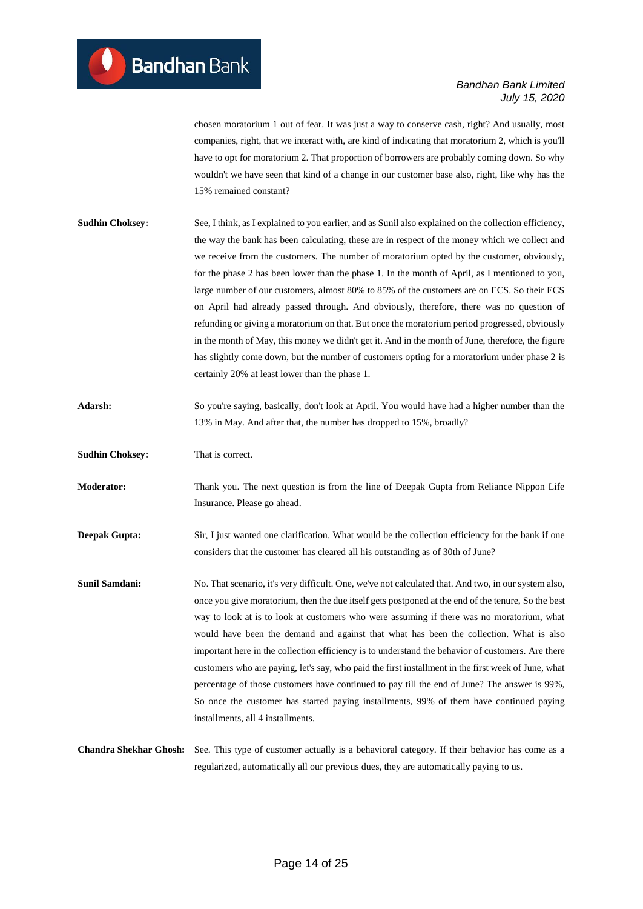chosen moratorium 1 out of fear. It was just a way to conserve cash, right? And usually, most companies, right, that we interact with, are kind of indicating that moratorium 2, which is you'll have to opt for moratorium 2. That proportion of borrowers are probably coming down. So why wouldn't we have seen that kind of a change in our customer base also, right, like why has the 15% remained constant?

**Sudhin Choksey:** See, I think, as I explained to you earlier, and as Sunil also explained on the collection efficiency, the way the bank has been calculating, these are in respect of the money which we collect and we receive from the customers. The number of moratorium opted by the customer, obviously, for the phase 2 has been lower than the phase 1. In the month of April, as I mentioned to you, large number of our customers, almost 80% to 85% of the customers are on ECS. So their ECS on April had already passed through. And obviously, therefore, there was no question of refunding or giving a moratorium on that. But once the moratorium period progressed, obviously in the month of May, this money we didn't get it. And in the month of June, therefore, the figure has slightly come down, but the number of customers opting for a moratorium under phase 2 is certainly 20% at least lower than the phase 1.

**Adarsh:** So you're saying, basically, don't look at April. You would have had a higher number than the 13% in May. And after that, the number has dropped to 15%, broadly?

**Sudhin Choksey:** That is correct.

**Moderator:** Thank you. The next question is from the line of Deepak Gupta from Reliance Nippon Life Insurance. Please go ahead.

**Deepak Gupta:** Sir, I just wanted one clarification. What would be the collection efficiency for the bank if one considers that the customer has cleared all his outstanding as of 30th of June?

**Sunil Samdani:** No. That scenario, it's very difficult. One, we've not calculated that. And two, in our system also, once you give moratorium, then the due itself gets postponed at the end of the tenure, So the best way to look at is to look at customers who were assuming if there was no moratorium, what would have been the demand and against that what has been the collection. What is also important here in the collection efficiency is to understand the behavior of customers. Are there customers who are paying, let's say, who paid the first installment in the first week of June, what percentage of those customers have continued to pay till the end of June? The answer is 99%, So once the customer has started paying installments, 99% of them have continued paying installments, all 4 installments.

**Chandra Shekhar Ghosh:** See. This type of customer actually is a behavioral category. If their behavior has come as a regularized, automatically all our previous dues, they are automatically paying to us.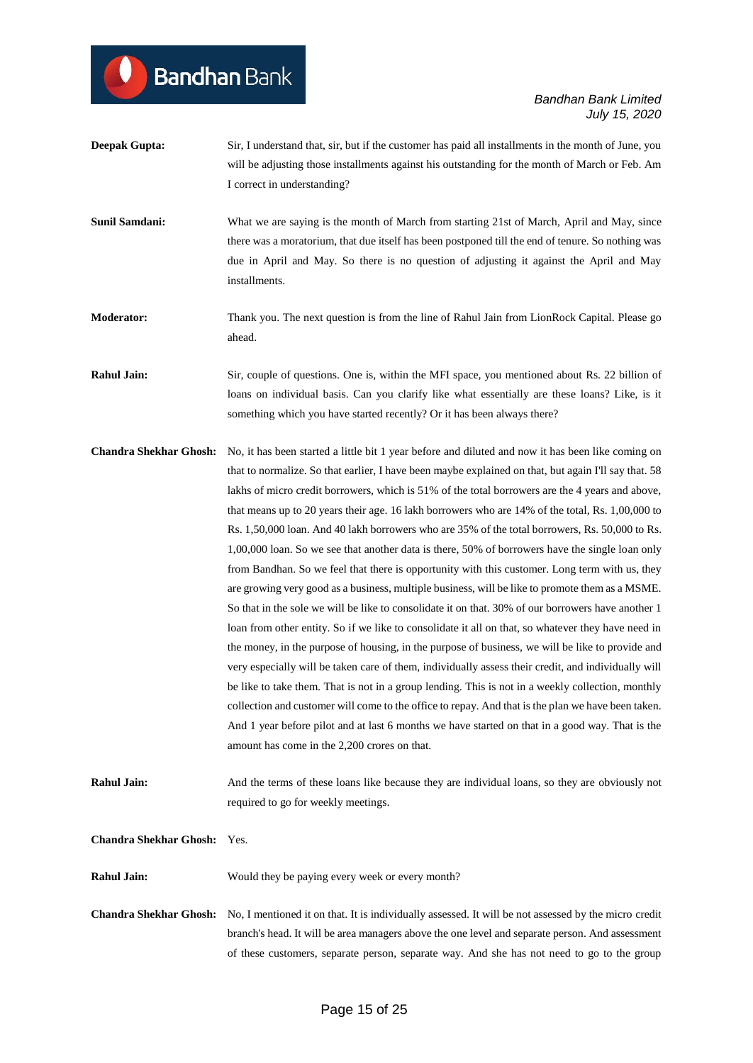**Deepak Gupta:** Sir, I understand that, sir, but if the customer has paid all installments in the month of June, you will be adjusting those installments against his outstanding for the month of March or Feb. Am I correct in understanding?

**Sunil Samdani:** What we are saying is the month of March from starting 21st of March, April and May, since there was a moratorium, that due itself has been postponed till the end of tenure. So nothing was due in April and May. So there is no question of adjusting it against the April and May installments.

**Moderator:** Thank you. The next question is from the line of Rahul Jain from LionRock Capital. Please go ahead.

**Rahul Jain:** Sir, couple of questions. One is, within the MFI space, you mentioned about Rs. 22 billion of loans on individual basis. Can you clarify like what essentially are these loans? Like, is it something which you have started recently? Or it has been always there?

**Chandra Shekhar Ghosh:** No, it has been started a little bit 1 year before and diluted and now it has been like coming on that to normalize. So that earlier, I have been maybe explained on that, but again I'll say that. 58 lakhs of micro credit borrowers, which is 51% of the total borrowers are the 4 years and above, that means up to 20 years their age. 16 lakh borrowers who are 14% of the total, Rs. 1,00,000 to Rs. 1,50,000 loan. And 40 lakh borrowers who are 35% of the total borrowers, Rs. 50,000 to Rs. 1,00,000 loan. So we see that another data is there, 50% of borrowers have the single loan only from Bandhan. So we feel that there is opportunity with this customer. Long term with us, they are growing very good as a business, multiple business, will be like to promote them as a MSME. So that in the sole we will be like to consolidate it on that. 30% of our borrowers have another 1 loan from other entity. So if we like to consolidate it all on that, so whatever they have need in the money, in the purpose of housing, in the purpose of business, we will be like to provide and very especially will be taken care of them, individually assess their credit, and individually will be like to take them. That is not in a group lending. This is not in a weekly collection, monthly collection and customer will come to the office to repay. And that is the plan we have been taken. And 1 year before pilot and at last 6 months we have started on that in a good way. That is the amount has come in the 2,200 crores on that.

**Rahul Jain:** And the terms of these loans like because they are individual loans, so they are obviously not required to go for weekly meetings.

**Chandra Shekhar Ghosh:** Yes.

**Rahul Jain:** Would they be paying every week or every month?

**Chandra Shekhar Ghosh:** No, I mentioned it on that. It is individually assessed. It will be not assessed by the micro credit branch's head. It will be area managers above the one level and separate person. And assessment of these customers, separate person, separate way. And she has not need to go to the group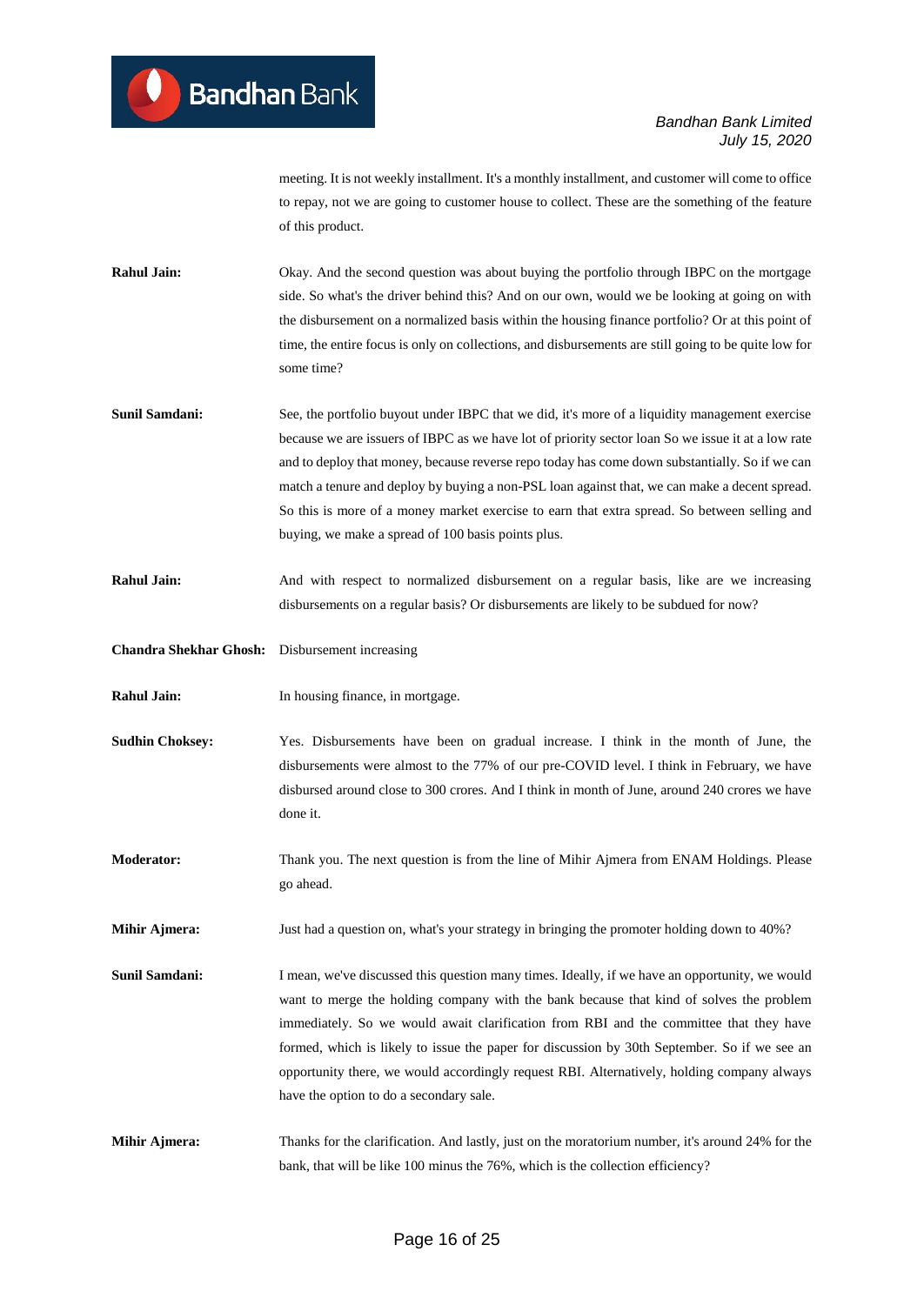meeting. It is not weekly installment. It's a monthly installment, and customer will come to office to repay, not we are going to customer house to collect. These are the something of the feature of this product.

**Rahul Jain:** Okay. And the second question was about buying the portfolio through IBPC on the mortgage side. So what's the driver behind this? And on our own, would we be looking at going on with the disbursement on a normalized basis within the housing finance portfolio? Or at this point of time, the entire focus is only on collections, and disbursements are still going to be quite low for some time?

**Sunil Samdani:** See, the portfolio buyout under IBPC that we did, it's more of a liquidity management exercise because we are issuers of IBPC as we have lot of priority sector loan So we issue it at a low rate and to deploy that money, because reverse repo today has come down substantially. So if we can match a tenure and deploy by buying a non-PSL loan against that, we can make a decent spread. So this is more of a money market exercise to earn that extra spread. So between selling and buying, we make a spread of 100 basis points plus.

**Rahul Jain:** And with respect to normalized disbursement on a regular basis, like are we increasing disbursements on a regular basis? Or disbursements are likely to be subdued for now?

**Chandra Shekhar Ghosh:** Disbursement increasing

**Rahul Jain:** In housing finance, in mortgage.

**Sudhin Choksey:** Yes. Disbursements have been on gradual increase. I think in the month of June, the disbursements were almost to the 77% of our pre-COVID level. I think in February, we have disbursed around close to 300 crores. And I think in month of June, around 240 crores we have done it.

**Moderator:** Thank you. The next question is from the line of Mihir Ajmera from ENAM Holdings. Please go ahead.

**Mihir Ajmera:** Just had a question on, what's your strategy in bringing the promoter holding down to 40%?

**Sunil Samdani:** I mean, we've discussed this question many times. Ideally, if we have an opportunity, we would want to merge the holding company with the bank because that kind of solves the problem immediately. So we would await clarification from RBI and the committee that they have formed, which is likely to issue the paper for discussion by 30th September. So if we see an opportunity there, we would accordingly request RBI. Alternatively, holding company always have the option to do a secondary sale.

**Mihir Ajmera:** Thanks for the clarification. And lastly, just on the moratorium number, it's around 24% for the bank, that will be like 100 minus the 76%, which is the collection efficiency?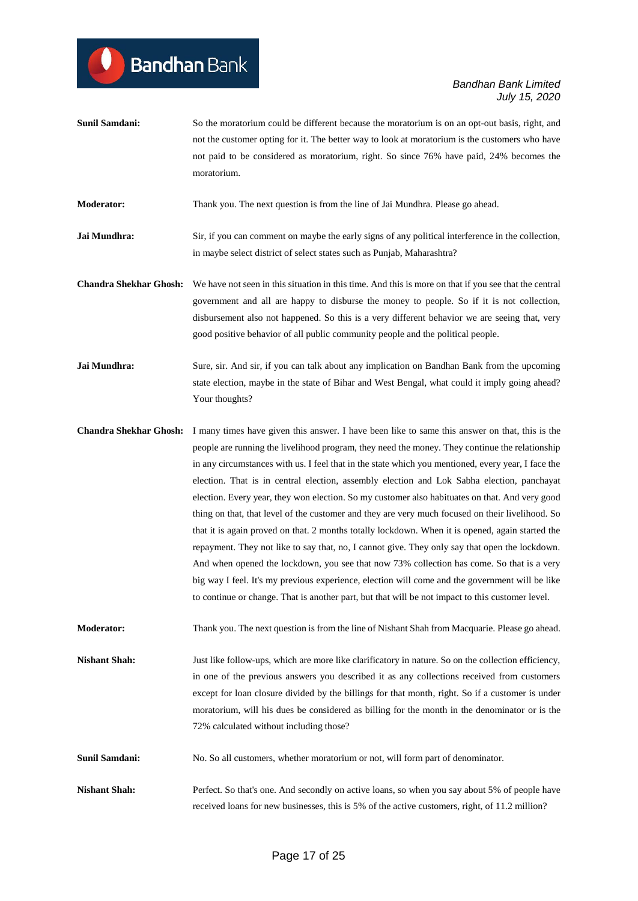**Sunil Samdani:** So the moratorium could be different because the moratorium is on an opt-out basis, right, and not the customer opting for it. The better way to look at moratorium is the customers who have not paid to be considered as moratorium, right. So since 76% have paid, 24% becomes the moratorium.

**Moderator:** Thank you. The next question is from the line of Jai Mundhra. Please go ahead.

**Jai Mundhra:** Sir, if you can comment on maybe the early signs of any political interference in the collection, in maybe select district of select states such as Punjab, Maharashtra?

**Chandra Shekhar Ghosh:** We have not seen in this situation in this time. And this is more on that if you see that the central government and all are happy to disburse the money to people. So if it is not collection, disbursement also not happened. So this is a very different behavior we are seeing that, very good positive behavior of all public community people and the political people.

**Jai Mundhra:** Sure, sir. And sir, if you can talk about any implication on Bandhan Bank from the upcoming state election, maybe in the state of Bihar and West Bengal, what could it imply going ahead? Your thoughts?

**Chandra Shekhar Ghosh:** I many times have given this answer. I have been like to same this answer on that, this is the people are running the livelihood program, they need the money. They continue the relationship in any circumstances with us. I feel that in the state which you mentioned, every year, I face the election. That is in central election, assembly election and Lok Sabha election, panchayat election. Every year, they won election. So my customer also habituates on that. And very good thing on that, that level of the customer and they are very much focused on their livelihood. So that it is again proved on that. 2 months totally lockdown. When it is opened, again started the repayment. They not like to say that, no, I cannot give. They only say that open the lockdown. And when opened the lockdown, you see that now 73% collection has come. So that is a very big way I feel. It's my previous experience, election will come and the government will be like to continue or change. That is another part, but that will be not impact to this customer level.

**Moderator:** Thank you. The next question is from the line of Nishant Shah from Macquarie. Please go ahead.

**Nishant Shah:** Just like follow-ups, which are more like clarificatory in nature. So on the collection efficiency, in one of the previous answers you described it as any collections received from customers except for loan closure divided by the billings for that month, right. So if a customer is under moratorium, will his dues be considered as billing for the month in the denominator or is the 72% calculated without including those?

**Sunil Samdani:** No. So all customers, whether moratorium or not, will form part of denominator.

**Nishant Shah:** Perfect. So that's one. And secondly on active loans, so when you say about 5% of people have received loans for new businesses, this is 5% of the active customers, right, of 11.2 million?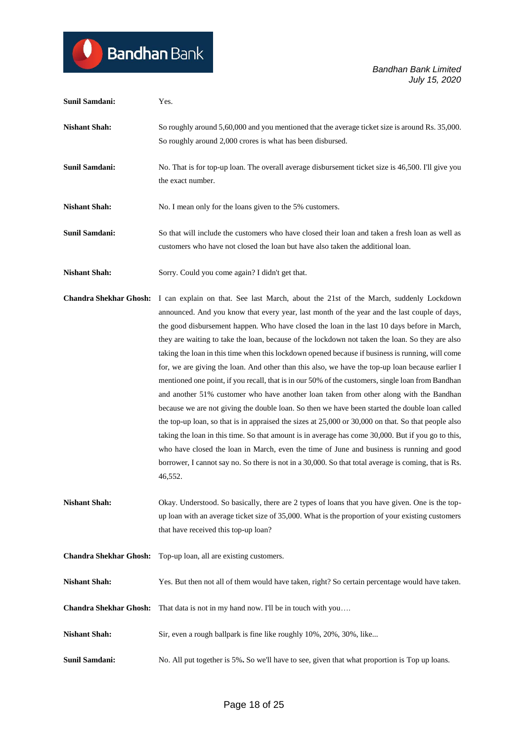**Sunil Samdani:** Yes.

**Nishant Shah:** So roughly around 5,60,000 and you mentioned that the average ticket size is around Rs. 35,000. So roughly around 2,000 crores is what has been disbursed.

**Sunil Samdani:** No. That is for top-up loan. The overall average disbursement ticket size is 46,500. I'll give you the exact number.

**Nishant Shah:** No. I mean only for the loans given to the 5% customers.

**Sunil Samdani:** So that will include the customers who have closed their loan and taken a fresh loan as well as customers who have not closed the loan but have also taken the additional loan.

**Nishant Shah:** Sorry. Could you come again? I didn't get that.

**Chandra Shekhar Ghosh:** I can explain on that. See last March, about the 21st of the March, suddenly Lockdown announced. And you know that every year, last month of the year and the last couple of days, the good disbursement happen. Who have closed the loan in the last 10 days before in March, they are waiting to take the loan, because of the lockdown not taken the loan. So they are also taking the loan in this time when this lockdown opened because if business is running, will come for, we are giving the loan. And other than this also, we have the top-up loan because earlier I mentioned one point, if you recall, that is in our 50% of the customers, single loan from Bandhan and another 51% customer who have another loan taken from other along with the Bandhan because we are not giving the double loan. So then we have been started the double loan called the top-up loan, so that is in appraised the sizes at 25,000 or 30,000 on that. So that people also taking the loan in this time. So that amount is in average has come 30,000. But if you go to this, who have closed the loan in March, even the time of June and business is running and good borrower, I cannot say no. So there is not in a 30,000. So that total average is coming, that is Rs. 46,552.

**Nishant Shah:** Okay. Understood. So basically, there are 2 types of loans that you have given. One is the top-up loan with an average ticket size of 35,000. What is the proportion of your existing customers that have received this top-up loan?

**Chandra Shekhar Ghosh:** Top-up loan, all are existing customers.

**Nishant Shah:** Yes. But then not all of them would have taken, right? So certain percentage would have taken.

**Chandra Shekhar Ghosh:** That data is not in my hand now. I'll be in touch with you….

**Nishant Shah:** Sir, even a rough ballpark is fine like roughly 10%, 20%, 30%, like...

**Sunil Samdani:** No. All put together is 5%**.** So we'll have to see, given that what proportion is Top up loans.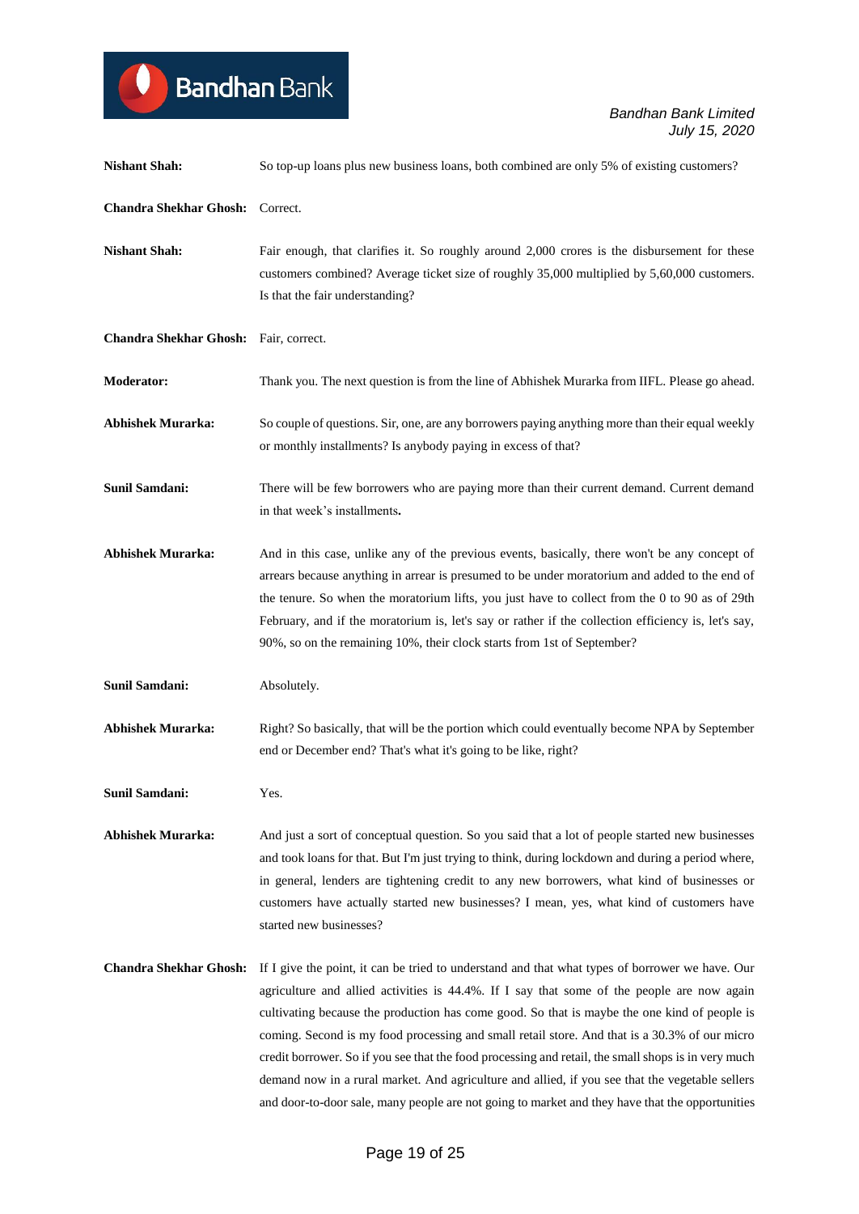**Nishant Shah:** So top-up loans plus new business loans, both combined are only 5% of existing customers?

**Chandra Shekhar Ghosh:** Correct.

**Nishant Shah:** Fair enough, that clarifies it. So roughly around 2,000 crores is the disbursement for these customers combined? Average ticket size of roughly 35,000 multiplied by 5,60,000 customers. Is that the fair understanding?

**Chandra Shekhar Ghosh:** Fair, correct.

**Moderator:** Thank you. The next question is from the line of Abhishek Murarka from IIFL. Please go ahead.

**Abhishek Murarka:** So couple of questions. Sir, one, are any borrowers paying anything more than their equal weekly or monthly installments? Is anybody paying in excess of that?

**Sunil Samdani:** There will be few borrowers who are paying more than their current demand. Current demand in that week's installments**.**

**Abhishek Murarka:** And in this case, unlike any of the previous events, basically, there won't be any concept of arrears because anything in arrear is presumed to be under moratorium and added to the end of the tenure. So when the moratorium lifts, you just have to collect from the 0 to 90 as of 29th February, and if the moratorium is, let's say or rather if the collection efficiency is, let's say, 90%, so on the remaining 10%, their clock starts from 1st of September?

**Sunil Samdani:** Absolutely.

**Abhishek Murarka:** Right? So basically, that will be the portion which could eventually become NPA by September end or December end? That's what it's going to be like, right?

**Sunil Samdani:** Yes.

**Abhishek Murarka:** And just a sort of conceptual question. So you said that a lot of people started new businesses and took loans for that. But I'm just trying to think, during lockdown and during a period where, in general, lenders are tightening credit to any new borrowers, what kind of businesses or customers have actually started new businesses? I mean, yes, what kind of customers have started new businesses?

**Chandra Shekhar Ghosh:** If I give the point, it can be tried to understand and that what types of borrower we have. Our agriculture and allied activities is 44.4%. If I say that some of the people are now again cultivating because the production has come good. So that is maybe the one kind of people is coming. Second is my food processing and small retail store. And that is a 30.3% of our micro credit borrower. So if you see that the food processing and retail, the small shops is in very much demand now in a rural market. And agriculture and allied, if you see that the vegetable sellers and door-to-door sale, many people are not going to market and they have that the opportunities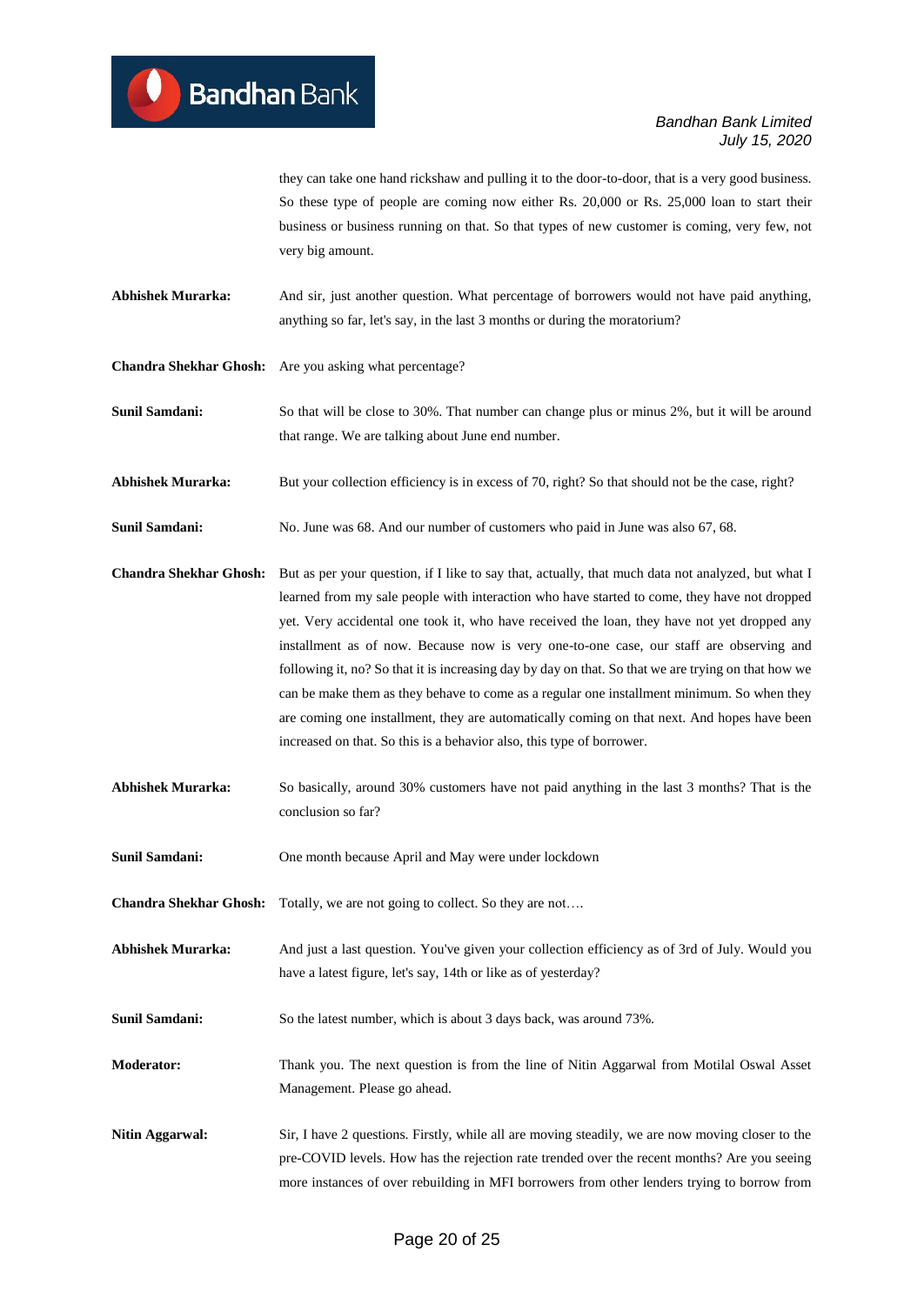they can take one hand rickshaw and pulling it to the door-to-door, that is a very good business. So these type of people are coming now either Rs. 20,000 or Rs. 25,000 loan to start their business or business running on that. So that types of new customer is coming, very few, not very big amount.

**Abhishek Murarka:** And sir, just another question. What percentage of borrowers would not have paid anything, anything so far, let's say, in the last 3 months or during the moratorium?

**Chandra Shekhar Ghosh:** Are you asking what percentage?

**Sunil Samdani:** So that will be close to 30%. That number can change plus or minus 2%, but it will be around that range. We are talking about June end number.

**Abhishek Murarka:** But your collection efficiency is in excess of 70, right? So that should not be the case, right?

**Sunil Samdani:** No. June was 68. And our number of customers who paid in June was also 67, 68.

**Chandra Shekhar Ghosh:** But as per your question, if I like to say that, actually, that much data not analyzed, but what I learned from my sale people with interaction who have started to come, they have not dropped yet. Very accidental one took it, who have received the loan, they have not yet dropped any installment as of now. Because now is very one-to-one case, our staff are observing and following it, no? So that it is increasing day by day on that. So that we are trying on that how we can be make them as they behave to come as a regular one installment minimum. So when they are coming one installment, they are automatically coming on that next. And hopes have been increased on that. So this is a behavior also, this type of borrower.

**Abhishek Murarka:** So basically, around 30% customers have not paid anything in the last 3 months? That is the conclusion so far?

**Sunil Samdani:** One month because April and May were under lockdown

**Chandra Shekhar Ghosh:** Totally, we are not going to collect. So they are not….

**Abhishek Murarka:** And just a last question. You've given your collection efficiency as of 3rd of July. Would you have a latest figure, let's say, 14th or like as of yesterday?

**Sunil Samdani:** So the latest number, which is about 3 days back, was around 73%.

**Moderator:** Thank you. The next question is from the line of Nitin Aggarwal from Motilal Oswal Asset Management. Please go ahead.

**Nitin Aggarwal:** Sir, I have 2 questions. Firstly, while all are moving steadily, we are now moving closer to the pre-COVID levels. How has the rejection rate trended over the recent months? Are you seeing more instances of over rebuilding in MFI borrowers from other lenders trying to borrow from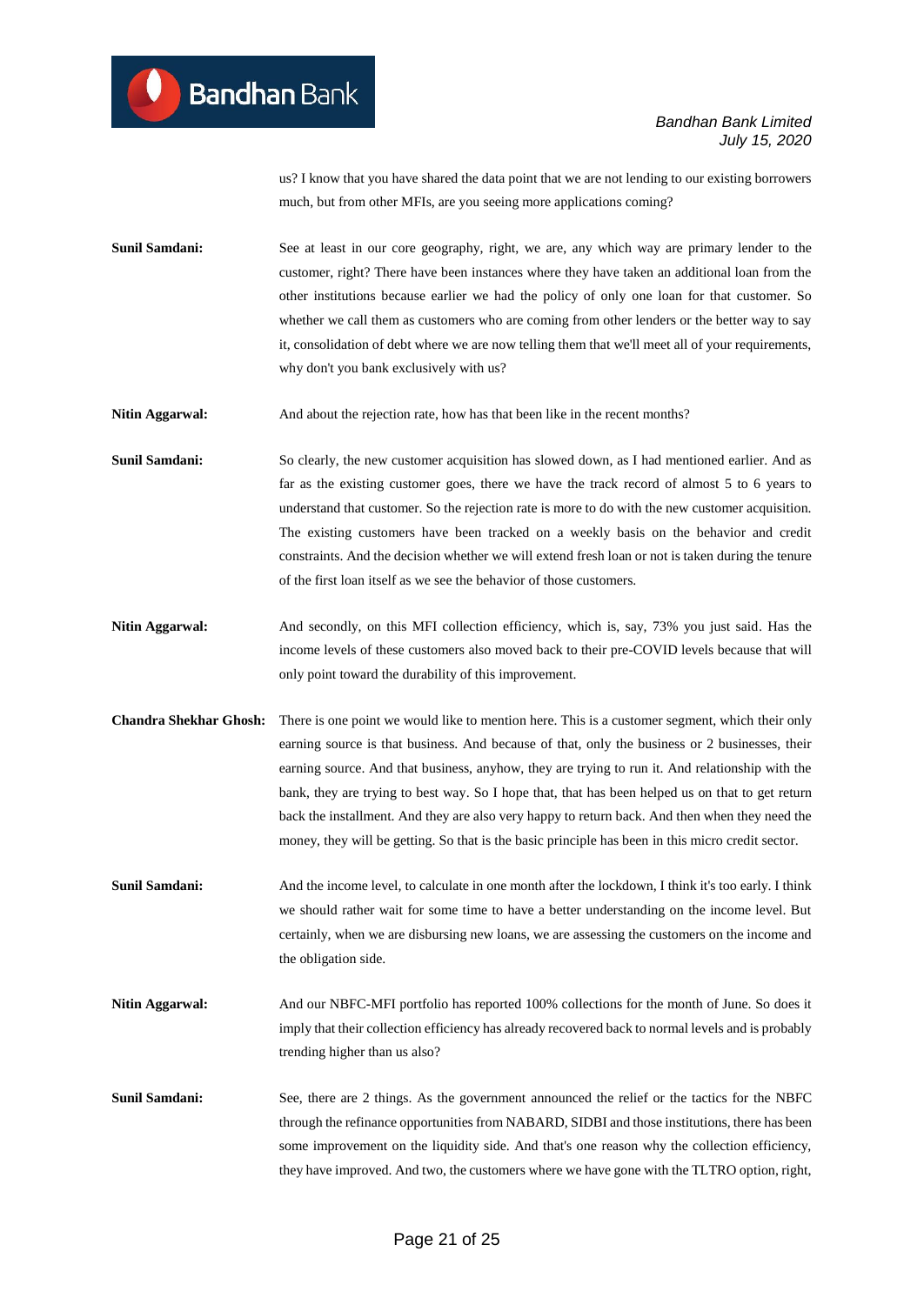us? I know that you have shared the data point that we are not lending to our existing borrowers much, but from other MFIs, are you seeing more applications coming?

**Sunil Samdani:** See at least in our core geography, right, we are, any which way are primary lender to the customer, right? There have been instances where they have taken an additional loan from the other institutions because earlier we had the policy of only one loan for that customer. So whether we call them as customers who are coming from other lenders or the better way to say it, consolidation of debt where we are now telling them that we'll meet all of your requirements, why don't you bank exclusively with us?

**Nitin Aggarwal:** And about the rejection rate, how has that been like in the recent months?

**Sunil Samdani:** So clearly, the new customer acquisition has slowed down, as I had mentioned earlier. And as far as the existing customer goes, there we have the track record of almost 5 to 6 years to understand that customer. So the rejection rate is more to do with the new customer acquisition. The existing customers have been tracked on a weekly basis on the behavior and credit constraints. And the decision whether we will extend fresh loan or not is taken during the tenure of the first loan itself as we see the behavior of those customers.

**Nitin Aggarwal:** And secondly, on this MFI collection efficiency, which is, say, 73% you just said. Has the income levels of these customers also moved back to their pre-COVID levels because that will only point toward the durability of this improvement.

**Chandra Shekhar Ghosh:** There is one point we would like to mention here. This is a customer segment, which their only earning source is that business. And because of that, only the business or 2 businesses, their earning source. And that business, anyhow, they are trying to run it. And relationship with the bank, they are trying to best way. So I hope that, that has been helped us on that to get return back the installment. And they are also very happy to return back. And then when they need the money, they will be getting. So that is the basic principle has been in this micro credit sector.

**Sunil Samdani:** And the income level, to calculate in one month after the lockdown, I think it's too early. I think we should rather wait for some time to have a better understanding on the income level. But certainly, when we are disbursing new loans, we are assessing the customers on the income and the obligation side.

**Nitin Aggarwal:** And our NBFC-MFI portfolio has reported 100% collections for the month of June. So does it imply that their collection efficiency has already recovered back to normal levels and is probably trending higher than us also?

**Sunil Samdani:** See, there are 2 things. As the government announced the relief or the tactics for the NBFC through the refinance opportunities from NABARD, SIDBI and those institutions, there has been some improvement on the liquidity side. And that's one reason why the collection efficiency, they have improved. And two, the customers where we have gone with the TLTRO option, right,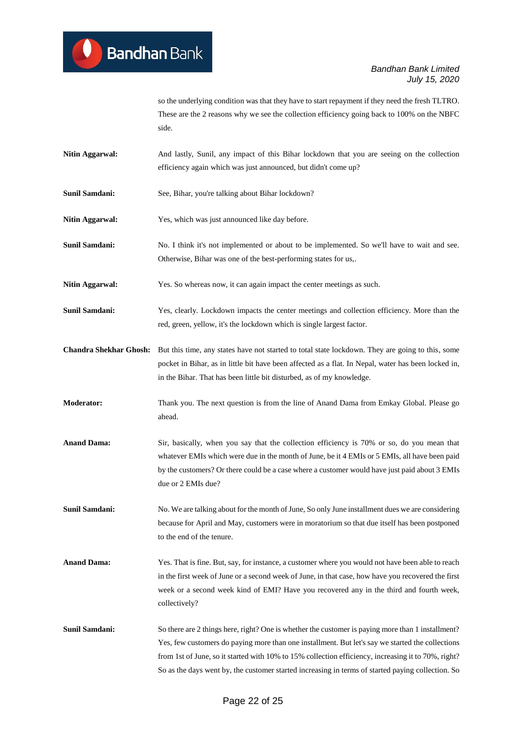so the underlying condition was that they have to start repayment if they need the fresh TLTRO. These are the 2 reasons why we see the collection efficiency going back to 100% on the NBFC side.

**Nitin Aggarwal:** And lastly, Sunil, any impact of this Bihar lockdown that you are seeing on the collection efficiency again which was just announced, but didn't come up?

**Sunil Samdani:** See, Bihar, you're talking about Bihar lockdown?

**Nitin Aggarwal:** Yes, which was just announced like day before.

**Sunil Samdani:** No. I think it's not implemented or about to be implemented. So we'll have to wait and see. Otherwise, Bihar was one of the best-performing states for us,.

**Nitin Aggarwal:** Yes. So whereas now, it can again impact the center meetings as such.

**Sunil Samdani:** Yes, clearly. Lockdown impacts the center meetings and collection efficiency. More than the red, green, yellow, it's the lockdown which is single largest factor.

**Chandra Shekhar Ghosh:** But this time, any states have not started to total state lockdown. They are going to this, some pocket in Bihar, as in little bit have been affected as a flat. In Nepal, water has been locked in, in the Bihar. That has been little bit disturbed, as of my knowledge.

**Moderator:** Thank you. The next question is from the line of Anand Dama from Emkay Global. Please go ahead.

**Anand Dama:** Sir, basically, when you say that the collection efficiency is 70% or so, do you mean that whatever EMIs which were due in the month of June, be it 4 EMIs or 5 EMIs, all have been paid by the customers? Or there could be a case where a customer would have just paid about 3 EMIs due or 2 EMIs due?

**Sunil Samdani:** No. We are talking about for the month of June, So only June installment dues we are considering because for April and May, customers were in moratorium so that due itself has been postponed to the end of the tenure.

**Anand Dama:** Yes. That is fine. But, say, for instance, a customer where you would not have been able to reach in the first week of June or a second week of June, in that case, how have you recovered the first week or a second week kind of EMI? Have you recovered any in the third and fourth week, collectively?

**Sunil Samdani:** So there are 2 things here, right? One is whether the customer is paying more than 1 installment? Yes, few customers do paying more than one installment. But let's say we started the collections from 1st of June, so it started with 10% to 15% collection efficiency, increasing it to 70%, right? So as the days went by, the customer started increasing in terms of started paying collection. So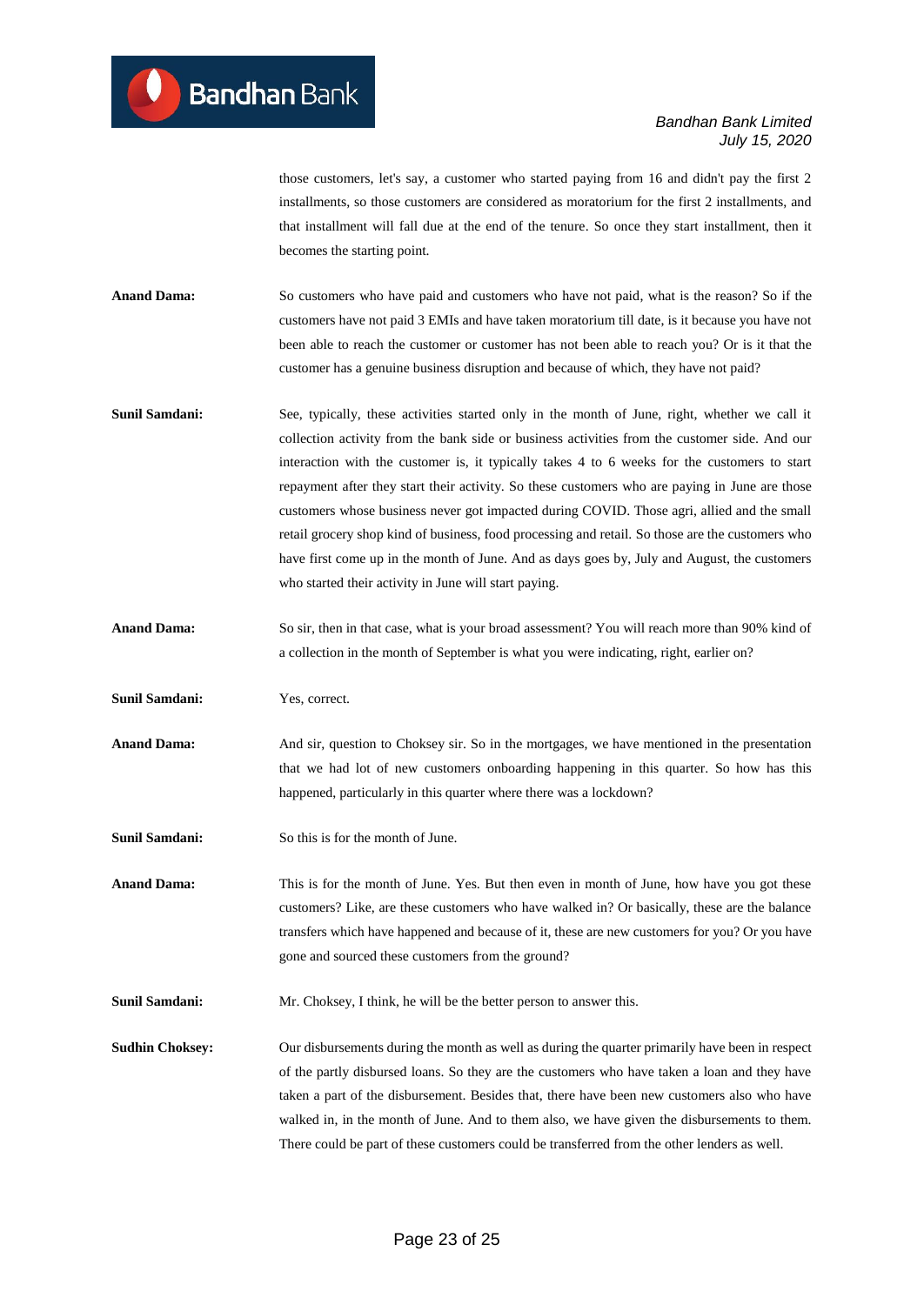those customers, let's say, a customer who started paying from 16 and didn't pay the first 2 installments, so those customers are considered as moratorium for the first 2 installments, and that installment will fall due at the end of the tenure. So once they start installment, then it becomes the starting point.

**Anand Dama:** So customers who have paid and customers who have not paid, what is the reason? So if the customers have not paid 3 EMIs and have taken moratorium till date, is it because you have not been able to reach the customer or customer has not been able to reach you? Or is it that the customer has a genuine business disruption and because of which, they have not paid?

**Sunil Samdani:** See, typically, these activities started only in the month of June, right, whether we call it collection activity from the bank side or business activities from the customer side. And our interaction with the customer is, it typically takes 4 to 6 weeks for the customers to start repayment after they start their activity. So these customers who are paying in June are those customers whose business never got impacted during COVID. Those agri, allied and the small retail grocery shop kind of business, food processing and retail. So those are the customers who have first come up in the month of June. And as days goes by, July and August, the customers who started their activity in June will start paying.

**Anand Dama:** So sir, then in that case, what is your broad assessment? You will reach more than 90% kind of a collection in the month of September is what you were indicating, right, earlier on?

**Sunil Samdani:** Yes, correct.

**Anand Dama:** And sir, question to Choksey sir. So in the mortgages, we have mentioned in the presentation that we had lot of new customers onboarding happening in this quarter. So how has this happened, particularly in this quarter where there was a lockdown?

**Sunil Samdani:** So this is for the month of June.

**Anand Dama:** This is for the month of June. Yes. But then even in month of June, how have you got these customers? Like, are these customers who have walked in? Or basically, these are the balance transfers which have happened and because of it, these are new customers for you? Or you have gone and sourced these customers from the ground?

**Sunil Samdani:** Mr. Choksey, I think, he will be the better person to answer this.

**Sudhin Choksey:** Our disbursements during the month as well as during the quarter primarily have been in respect of the partly disbursed loans. So they are the customers who have taken a loan and they have taken a part of the disbursement. Besides that, there have been new customers also who have walked in, in the month of June. And to them also, we have given the disbursements to them. There could be part of these customers could be transferred from the other lenders as well.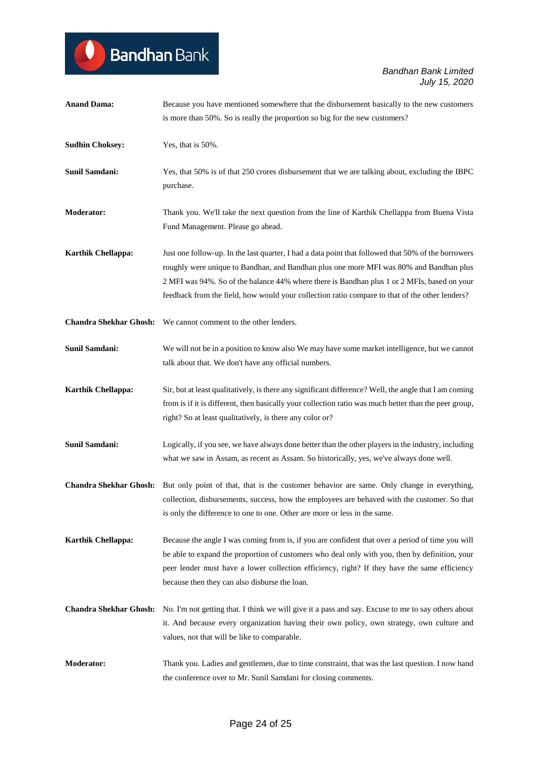**Anand Dama:** Because you have mentioned somewhere that the disbursement basically to the new customers is more than 50%. So is really the proportion so big for the new customers?

**Sudhin Choksey:** Yes, that is 50%.

**Sunil Samdani:** Yes, that 50% is of that 250 crores disbursement that we are talking about, excluding the IBPC purchase.

**Moderator:** Thank you. We'll take the next question from the line of Karthik Chellappa from Buena Vista Fund Management. Please go ahead.

**Karthik Chellappa:** Just one follow-up. In the last quarter, I had a data point that followed that 50% of the borrowers roughly were unique to Bandhan, and Bandhan plus one more MFI was 80% and Bandhan plus 2 MFI was 94%. So of the balance 44% where there is Bandhan plus 1 or 2 MFIs, based on your feedback from the field, how would your collection ratio compare to that of the other lenders?

**Chandra Shekhar Ghosh:** We cannot comment to the other lenders.

**Sunil Samdani:** We will not be in a position to know also We may have some market intelligence, but we cannot talk about that. We don't have any official numbers.

**Karthik Chellappa:** Sir, but at least qualitatively, is there any significant difference? Well, the angle that I am coming from is if it is different, then basically your collection ratio was much better than the peer group, right? So at least qualitatively, is there any color or?

**Sunil Samdani:** Logically, if you see, we have always done better than the other players in the industry, including what we saw in Assam, as recent as Assam. So historically, yes, we've always done well.

**Chandra Shekhar Ghosh:** But only point of that, that is the customer behavior are same. Only change in everything, collection, disbursements, success, how the employees are behaved with the customer. So that is only the difference to one to one. Other are more or less in the same.

**Karthik Chellappa:** Because the angle I was coming from is, if you are confident that over a period of time you will be able to expand the proportion of customers who deal only with you, then by definition, your peer lender must have a lower collection efficiency, right? If they have the same efficiency because then they can also disburse the loan.

**Chandra Shekhar Ghosh:** No. I'm not getting that. I think we will give it a pass and say. Excuse to me to say others about it. And because every organization having their own policy, own strategy, own culture and values, not that will be like to comparable.

**Moderator:** Thank you. Ladies and gentlemen, due to time constraint, that was the last question. I now hand the conference over to Mr. Sunil Samdani for closing comments.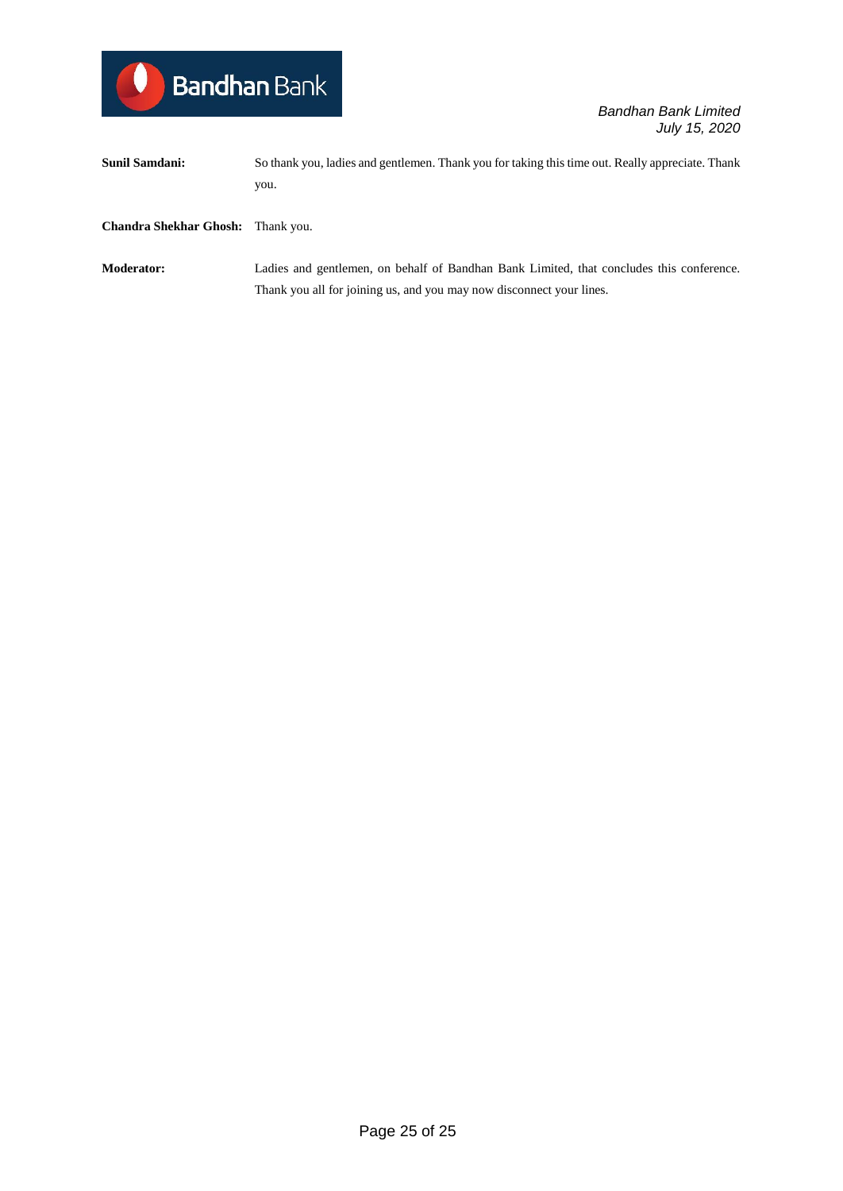**Sunil Samdani:** So thank you, ladies and gentlemen. Thank you for taking this time out. Really appreciate. Thank you.

**Chandra Shekhar Ghosh:** Thank you.

**Moderator:** Ladies and gentlemen, on behalf of Bandhan Bank Limited, that concludes this conference. Thank you all for joining us, and you may now disconnect your lines.